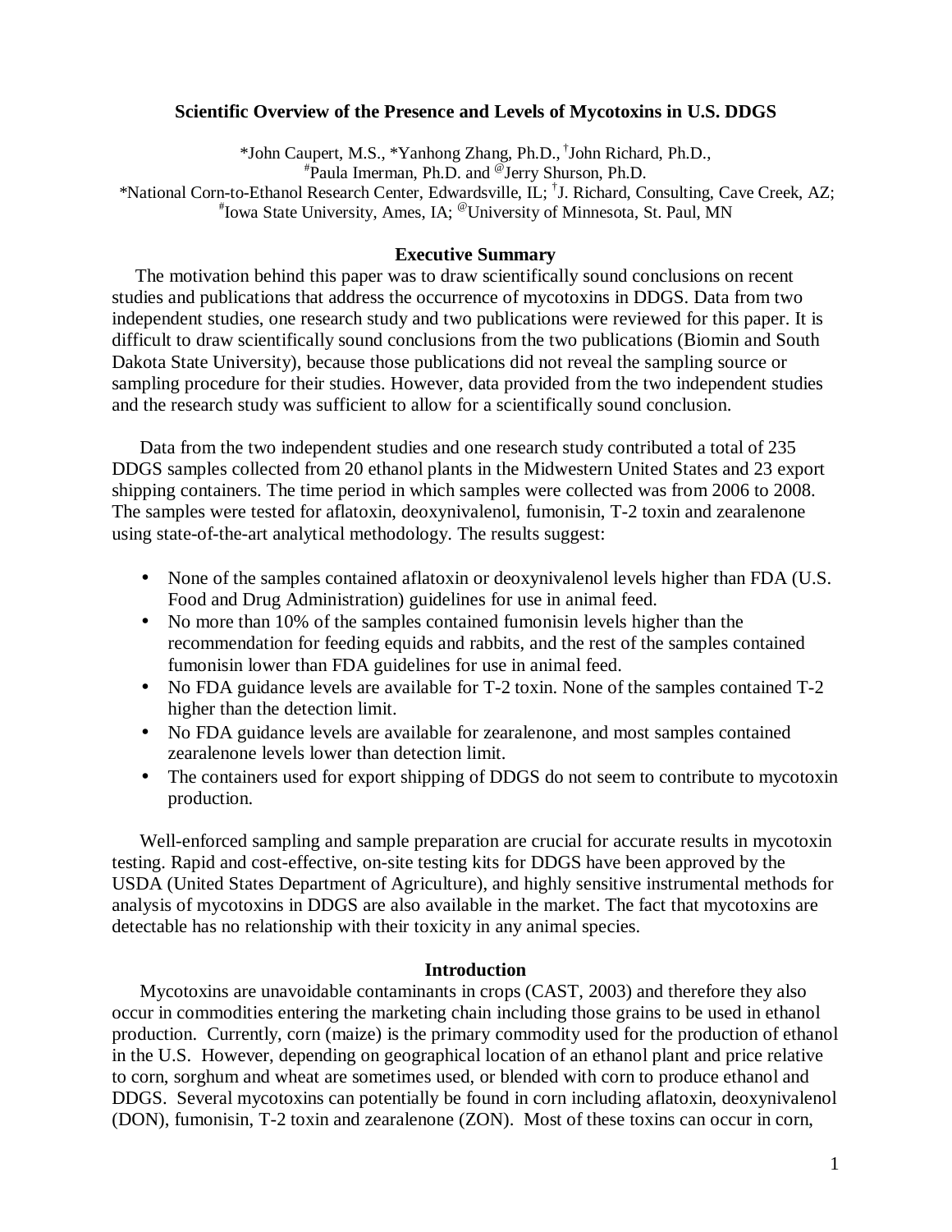# Scientific Overview of the Presence and Levels of Mycotoxins in U.S. DDGS

*John Caupert, M.S., *Yanhong Zhang, Ph.D., †John Richard, Ph.D.,
#Paula Imerman, Ph.D. and @Jerry Shurson, Ph.D.
*National Corn-to-Ethanol Research Center, Edwardsville, IL; †J. Richard, Consulting, Cave Creek, AZ;
#Iowa State University, Ames, IA; @University of Minnesota, St. Paul, MN

## Executive Summary

The motivation behind this paper was to draw scientifically sound conclusions on recent studies and publications that address the occurrence of mycotoxins in DDGS. Data from two independent studies, one research study and two publications were reviewed for this paper. It is difficult to draw scientifically sound conclusions from the two publications (Biomin and South Dakota State University), because those publications did not reveal the sampling source or sampling procedure for their studies. However, data provided from the two independent studies and the research study was sufficient to allow for a scientifically sound conclusion.

Data from the two independent studies and one research study contributed a total of 235 DDGS samples collected from 20 ethanol plants in the Midwestern United States and 23 export shipping containers. The time period in which samples were collected was from 2006 to 2008. The samples were tested for aflatoxin, deoxynivalenol, fumonisin, T-2 toxin and zearalenone using state-of-the-art analytical methodology. The results suggest:

- None of the samples contained aflatoxin or deoxynivalenol levels higher than FDA (U.S. Food and Drug Administration) guidelines for use in animal feed.
- No more than 10% of the samples contained fumonisin levels higher than the recommendation for feeding equids and rabbits, and the rest of the samples contained fumonisin lower than FDA guidelines for use in animal feed.
- No FDA guidance levels are available for T-2 toxin. None of the samples contained T-2 higher than the detection limit.
- No FDA guidance levels are available for zearalenone, and most samples contained zearalenone levels lower than detection limit.
- The containers used for export shipping of DDGS do not seem to contribute to mycotoxin production.

Well-enforced sampling and sample preparation are crucial for accurate results in mycotoxin testing. Rapid and cost-effective, on-site testing kits for DDGS have been approved by the USDA (United States Department of Agriculture), and highly sensitive instrumental methods for analysis of mycotoxins in DDGS are also available in the market. The fact that mycotoxins are detectable has no relationship with their toxicity in any animal species.

## Introduction

Mycotoxins are unavoidable contaminants in crops (CAST, 2003) and therefore they also occur in commodities entering the marketing chain including those grains to be used in ethanol production. Currently, corn (maize) is the primary commodity used for the production of ethanol in the U.S. However, depending on geographical location of an ethanol plant and price relative to corn, sorghum and wheat are sometimes used, or blended with corn to produce ethanol and DDGS. Several mycotoxins can potentially be found in corn including aflatoxin, deoxynivalenol (DON), fumonisin, T-2 toxin and zearalenone (ZON). Most of these toxins can occur in corn,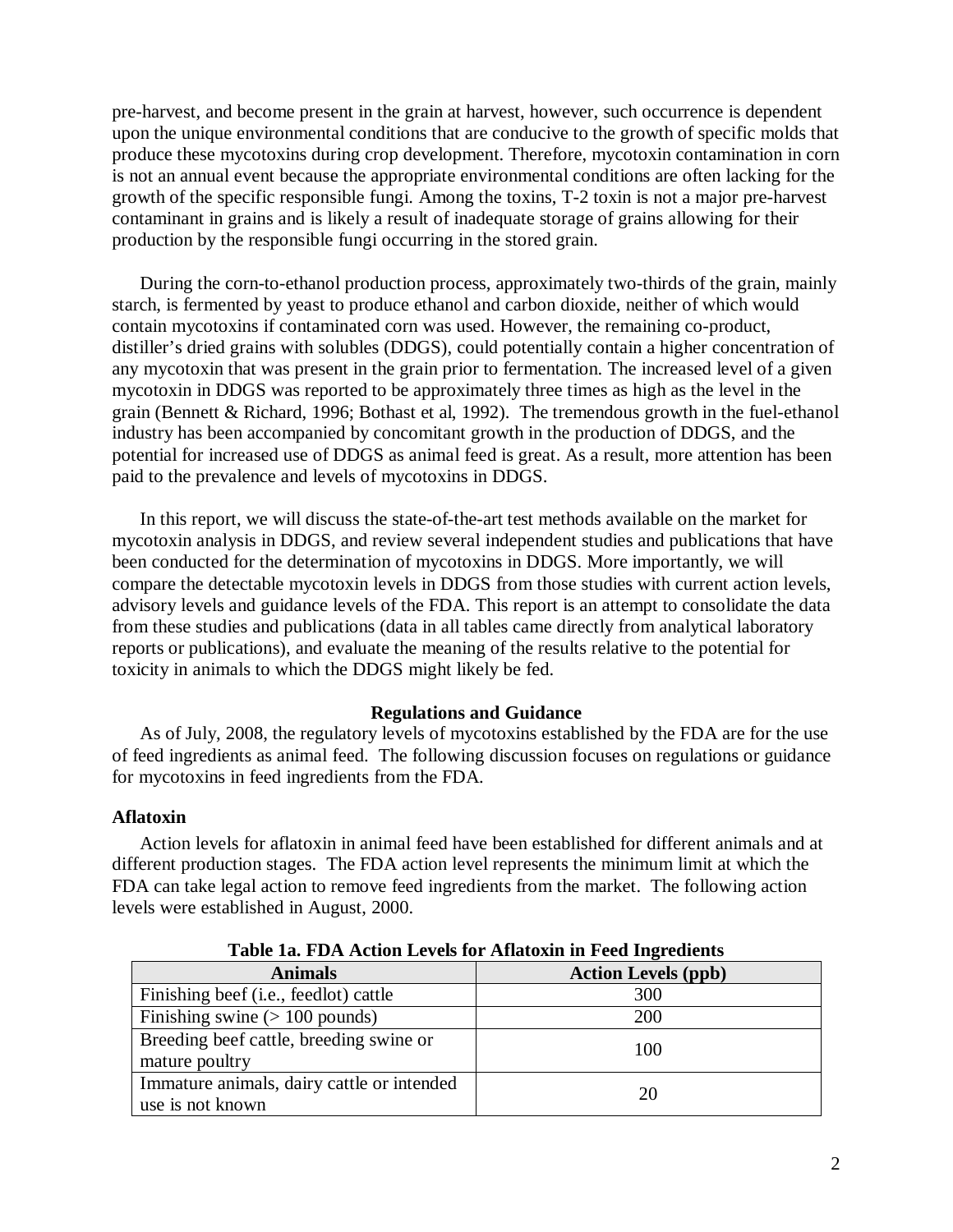pre-harvest, and become present in the grain at harvest, however, such occurrence is dependent upon the unique environmental conditions that are conducive to the growth of specific molds that produce these mycotoxins during crop development. Therefore, mycotoxin contamination in corn is not an annual event because the appropriate environmental conditions are often lacking for the growth of the specific responsible fungi. Among the toxins, T-2 toxin is not a major pre-harvest contaminant in grains and is likely a result of inadequate storage of grains allowing for their production by the responsible fungi occurring in the stored grain.

During the corn-to-ethanol production process, approximately two-thirds of the grain, mainly starch, is fermented by yeast to produce ethanol and carbon dioxide, neither of which would contain mycotoxins if contaminated corn was used. However, the remaining co-product, distiller's dried grains with solubles (DDGS), could potentially contain a higher concentration of any mycotoxin that was present in the grain prior to fermentation. The increased level of a given mycotoxin in DDGS was reported to be approximately three times as high as the level in the grain (Bennett & Richard, 1996; Bothast et al, 1992). The tremendous growth in the fuel-ethanol industry has been accompanied by concomitant growth in the production of DDGS, and the potential for increased use of DDGS as animal feed is great. As a result, more attention has been paid to the prevalence and levels of mycotoxins in DDGS.

In this report, we will discuss the state-of-the-art test methods available on the market for mycotoxin analysis in DDGS, and review several independent studies and publications that have been conducted for the determination of mycotoxins in DDGS. More importantly, we will compare the detectable mycotoxin levels in DDGS from those studies with current action levels, advisory levels and guidance levels of the FDA. This report is an attempt to consolidate the data from these studies and publications (data in all tables came directly from analytical laboratory reports or publications), and evaluate the meaning of the results relative to the potential for toxicity in animals to which the DDGS might likely be fed.

## Regulations and Guidance

As of July, 2008, the regulatory levels of mycotoxins established by the FDA are for the use of feed ingredients as animal feed. The following discussion focuses on regulations or guidance for mycotoxins in feed ingredients from the FDA.

### Aflatoxin

Action levels for aflatoxin in animal feed have been established for different animals and at different production stages. The FDA action level represents the minimum limit at which the FDA can take legal action to remove feed ingredients from the market. The following action levels were established in August, 2000.

**Table 1a. FDA Action Levels for Aflatoxin in Feed Ingredients**

| Animals | Action Levels (ppb) |
|---|---|
| Finishing beef (i.e., feedlot) cattle | 300 |
| Finishing swine (> 100 pounds) | 200 |
| Breeding beef cattle, breeding swine or mature poultry | 100 |
| Immature animals, dairy cattle or intended use is not known | 20 |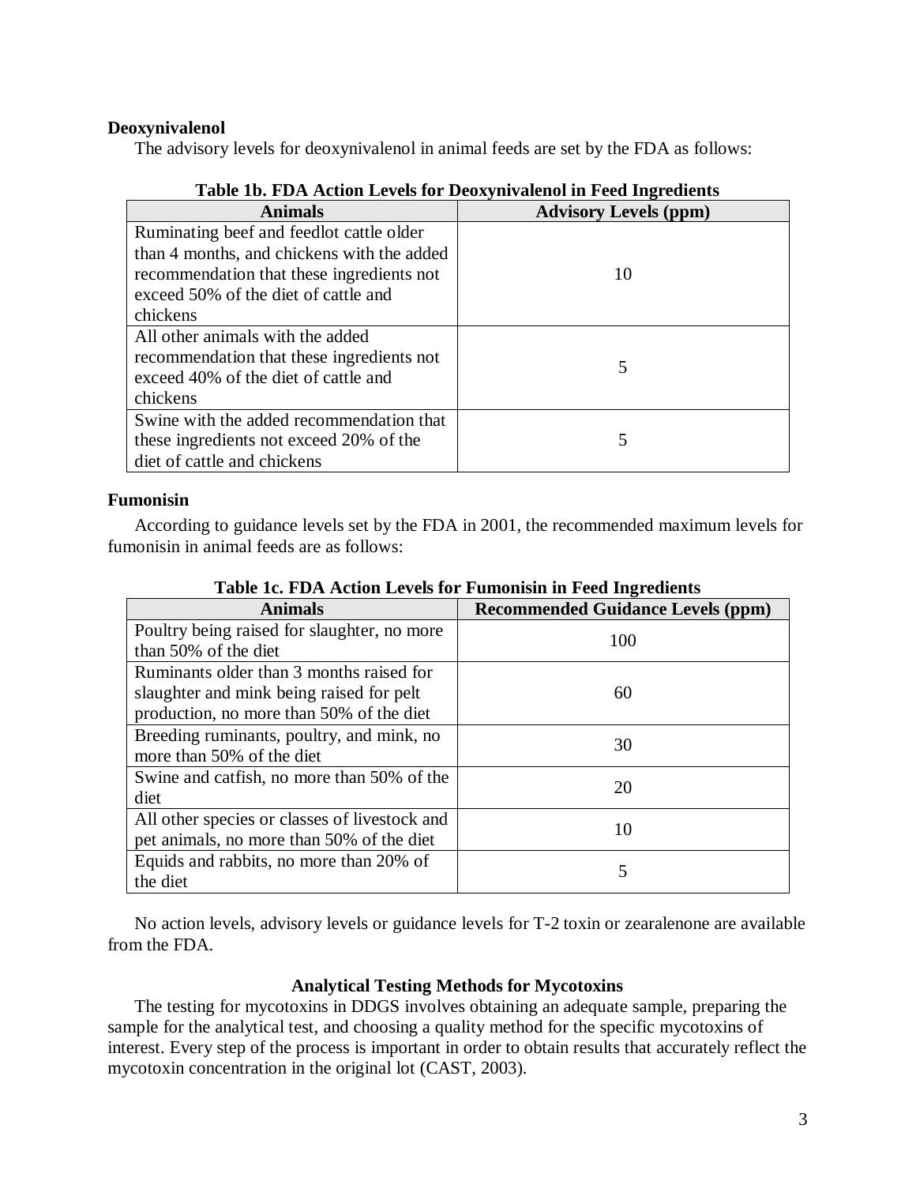**Deoxynivalenol**

The advisory levels for deoxynivalenol in animal feeds are set by the FDA as follows:

**Table 1b. FDA Action Levels for Deoxynivalenol in Feed Ingredients**

| Animals | Advisory Levels (ppm) |
|---|---|
| Ruminating beef and feedlot cattle older than 4 months, and chickens with the added recommendation that these ingredients not exceed 50% of the diet of cattle and chickens | 10 |
| All other animals with the added recommendation that these ingredients not exceed 40% of the diet of cattle and chickens | 5 |
| Swine with the added recommendation that these ingredients not exceed 20% of the diet of cattle and chickens | 5 |

**Fumonisin**

According to guidance levels set by the FDA in 2001, the recommended maximum levels for fumonisin in animal feeds are as follows:

**Table 1c. FDA Action Levels for Fumonisin in Feed Ingredients**

| Animals | Recommended Guidance Levels (ppm) |
|---|---|
| Poultry being raised for slaughter, no more than 50% of the diet | 100 |
| Ruminants older than 3 months raised for slaughter and mink being raised for pelt production, no more than 50% of the diet | 60 |
| Breeding ruminants, poultry, and mink, no more than 50% of the diet | 30 |
| Swine and catfish, no more than 50% of the diet | 20 |
| All other species or classes of livestock and pet animals, no more than 50% of the diet | 10 |
| Equids and rabbits, no more than 20% of the diet | 5 |

No action levels, advisory levels or guidance levels for T-2 toxin or zearalenone are available from the FDA.

## Analytical Testing Methods for Mycotoxins

The testing for mycotoxins in DDGS involves obtaining an adequate sample, preparing the sample for the analytical test, and choosing a quality method for the specific mycotoxins of interest. Every step of the process is important in order to obtain results that accurately reflect the mycotoxin concentration in the original lot (CAST, 2003).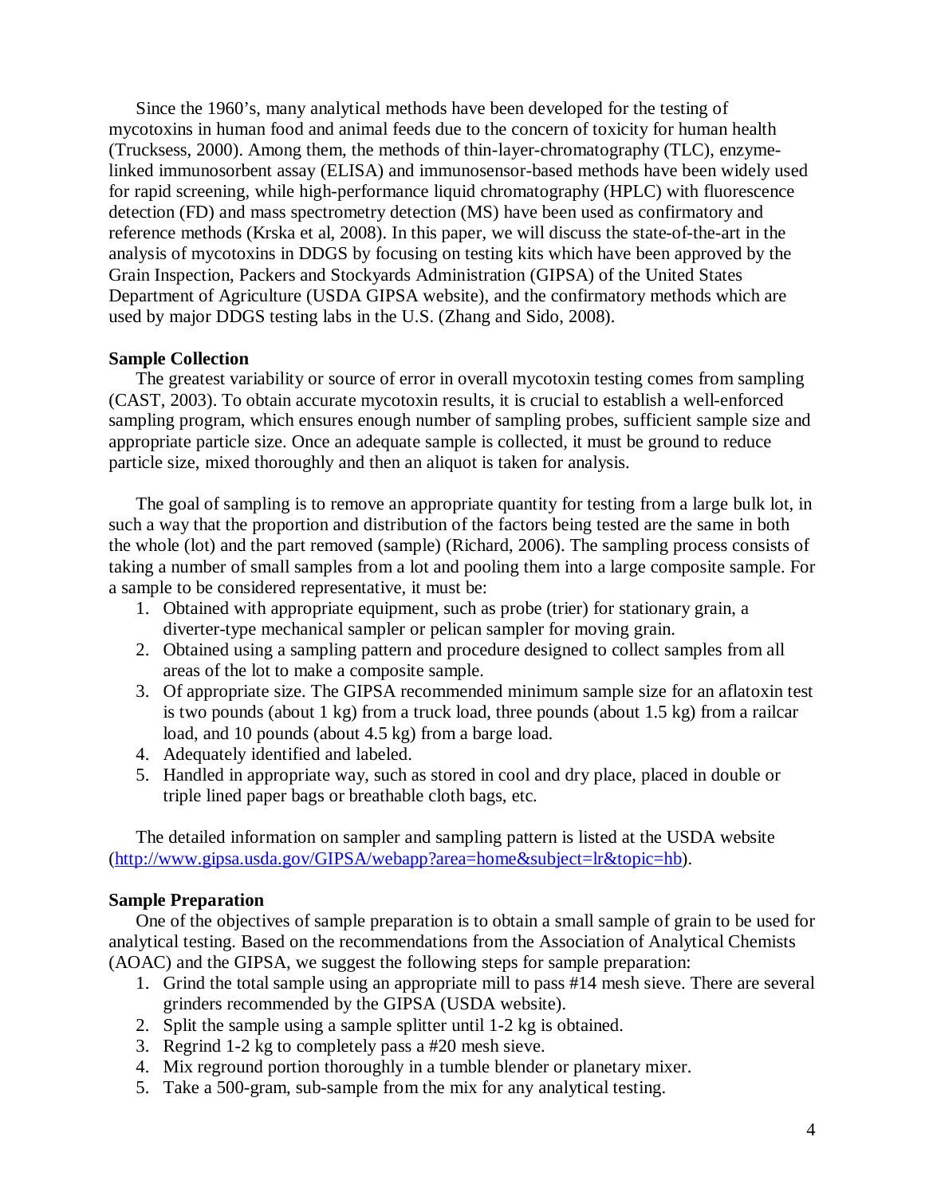Since the 1960's, many analytical methods have been developed for the testing of mycotoxins in human food and animal feeds due to the concern of toxicity for human health (Trucksess, 2000). Among them, the methods of thin-layer-chromatography (TLC), enzyme-linked immunosorbent assay (ELISA) and immunosensor-based methods have been widely used for rapid screening, while high-performance liquid chromatography (HPLC) with fluorescence detection (FD) and mass spectrometry detection (MS) have been used as confirmatory and reference methods (Krska et al, 2008). In this paper, we will discuss the state-of-the-art in the analysis of mycotoxins in DDGS by focusing on testing kits which have been approved by the Grain Inspection, Packers and Stockyards Administration (GIPSA) of the United States Department of Agriculture (USDA GIPSA website), and the confirmatory methods which are used by major DDGS testing labs in the U.S. (Zhang and Sido, 2008).

**Sample Collection**

The greatest variability or source of error in overall mycotoxin testing comes from sampling (CAST, 2003). To obtain accurate mycotoxin results, it is crucial to establish a well-enforced sampling program, which ensures enough number of sampling probes, sufficient sample size and appropriate particle size. Once an adequate sample is collected, it must be ground to reduce particle size, mixed thoroughly and then an aliquot is taken for analysis.

The goal of sampling is to remove an appropriate quantity for testing from a large bulk lot, in such a way that the proportion and distribution of the factors being tested are the same in both the whole (lot) and the part removed (sample) (Richard, 2006). The sampling process consists of taking a number of small samples from a lot and pooling them into a large composite sample. For a sample to be considered representative, it must be:

1. Obtained with appropriate equipment, such as probe (trier) for stationary grain, a diverter-type mechanical sampler or pelican sampler for moving grain.
2. Obtained using a sampling pattern and procedure designed to collect samples from all areas of the lot to make a composite sample.
3. Of appropriate size. The GIPSA recommended minimum sample size for an aflatoxin test is two pounds (about 1 kg) from a truck load, three pounds (about 1.5 kg) from a railcar load, and 10 pounds (about 4.5 kg) from a barge load.
4. Adequately identified and labeled.
5. Handled in appropriate way, such as stored in cool and dry place, placed in double or triple lined paper bags or breathable cloth bags, etc.

The detailed information on sampler and sampling pattern is listed at the USDA website (http://www.gipsa.usda.gov/GIPSA/webapp?area=home&subject=lr&topic=hb).

**Sample Preparation**

One of the objectives of sample preparation is to obtain a small sample of grain to be used for analytical testing. Based on the recommendations from the Association of Analytical Chemists (AOAC) and the GIPSA, we suggest the following steps for sample preparation:

1. Grind the total sample using an appropriate mill to pass #14 mesh sieve. There are several grinders recommended by the GIPSA (USDA website).
2. Split the sample using a sample splitter until 1-2 kg is obtained.
3. Regrind 1-2 kg to completely pass a #20 mesh sieve.
4. Mix reground portion thoroughly in a tumble blender or planetary mixer.
5. Take a 500-gram, sub-sample from the mix for any analytical testing.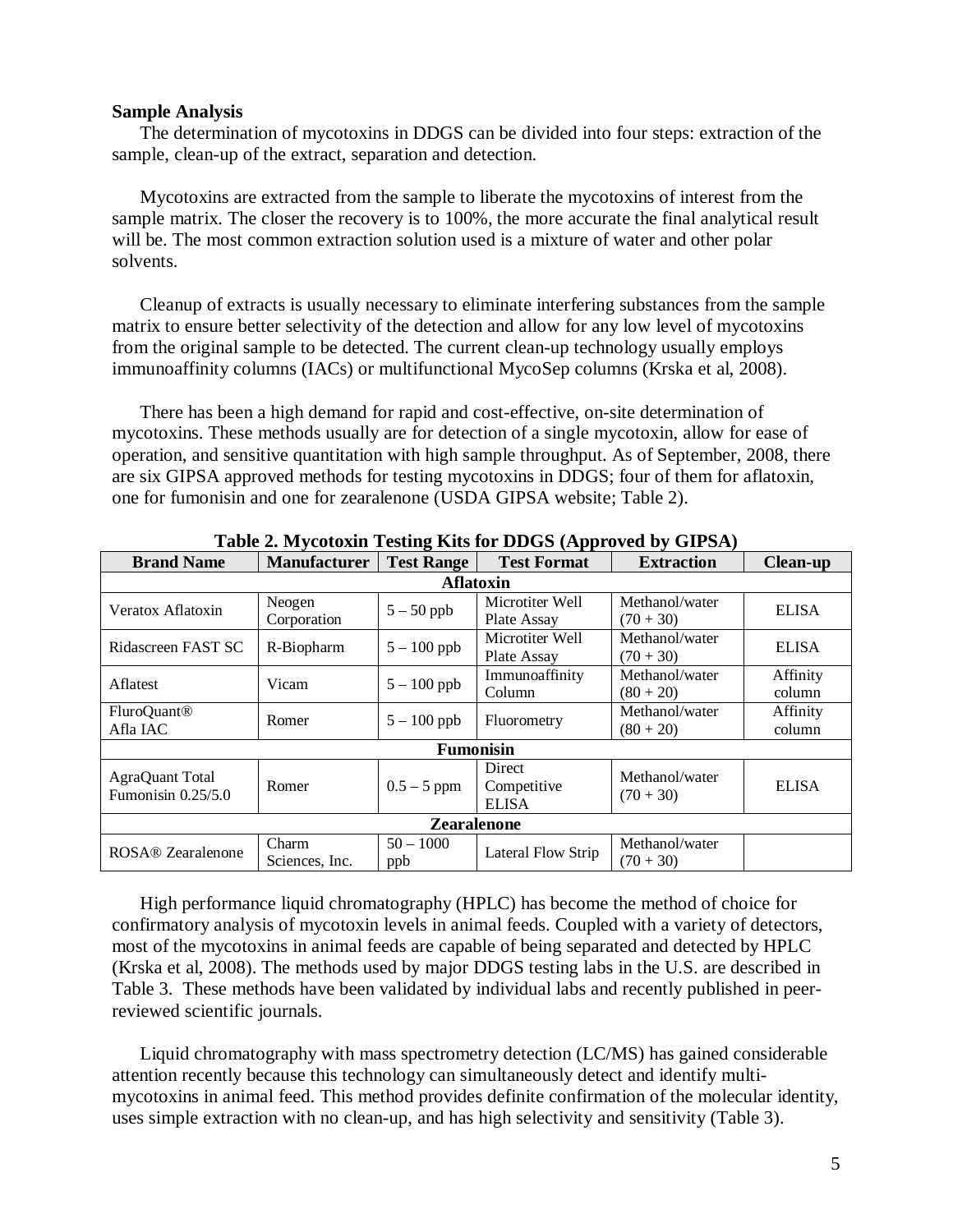**Sample Analysis**

The determination of mycotoxins in DDGS can be divided into four steps: extraction of the sample, clean-up of the extract, separation and detection.

Mycotoxins are extracted from the sample to liberate the mycotoxins of interest from the sample matrix. The closer the recovery is to 100%, the more accurate the final analytical result will be. The most common extraction solution used is a mixture of water and other polar solvents.

Cleanup of extracts is usually necessary to eliminate interfering substances from the sample matrix to ensure better selectivity of the detection and allow for any low level of mycotoxins from the original sample to be detected. The current clean-up technology usually employs immunoaffinity columns (IACs) or multifunctional MycoSep columns (Krska et al, 2008).

There has been a high demand for rapid and cost-effective, on-site determination of mycotoxins. These methods usually are for detection of a single mycotoxin, allow for ease of operation, and sensitive quantitation with high sample throughput. As of September, 2008, there are six GIPSA approved methods for testing mycotoxins in DDGS; four of them for aflatoxin, one for fumonisin and one for zearalenone (USDA GIPSA website; Table 2).

**Table 2. Mycotoxin Testing Kits for DDGS (Approved by GIPSA)**

| Brand Name | Manufacturer | Test Range | Test Format | Extraction | Clean-up |
|---|---|---|---|---|---|
| **Aflatoxin** | | | | | |
| Veratox Aflatoxin | Neogen Corporation | 5 – 50 ppb | Microtiter Well Plate Assay | Methanol/water (70 + 30) | ELISA |
| Ridascreen FAST SC | R-Biopharm | 5 – 100 ppb | Microtiter Well Plate Assay | Methanol/water (70 + 30) | ELISA |
| Aflatest | Vicam | 5 – 100 ppb | Immunoaffinity Column | Methanol/water (80 + 20) | Affinity column |
| FluroQuant® Afla IAC | Romer | 5 – 100 ppb | Fluorometry | Methanol/water (80 + 20) | Affinity column |
| **Fumonisin** | | | | | |
| AgraQuant Total Fumonisin 0.25/5.0 | Romer | 0.5 – 5 ppm | Direct Competitive ELISA | Methanol/water (70 + 30) | ELISA |
| **Zearalenone** | | | | | |
| ROSA® Zearalenone | Charm Sciences, Inc. | 50 – 1000 ppb | Lateral Flow Strip | Methanol/water (70 + 30) | |

High performance liquid chromatography (HPLC) has become the method of choice for confirmatory analysis of mycotoxin levels in animal feeds. Coupled with a variety of detectors, most of the mycotoxins in animal feeds are capable of being separated and detected by HPLC (Krska et al, 2008). The methods used by major DDGS testing labs in the U.S. are described in Table 3. These methods have been validated by individual labs and recently published in peer-reviewed scientific journals.

Liquid chromatography with mass spectrometry detection (LC/MS) has gained considerable attention recently because this technology can simultaneously detect and identify multi-mycotoxins in animal feed. This method provides definite confirmation of the molecular identity, uses simple extraction with no clean-up, and has high selectivity and sensitivity (Table 3).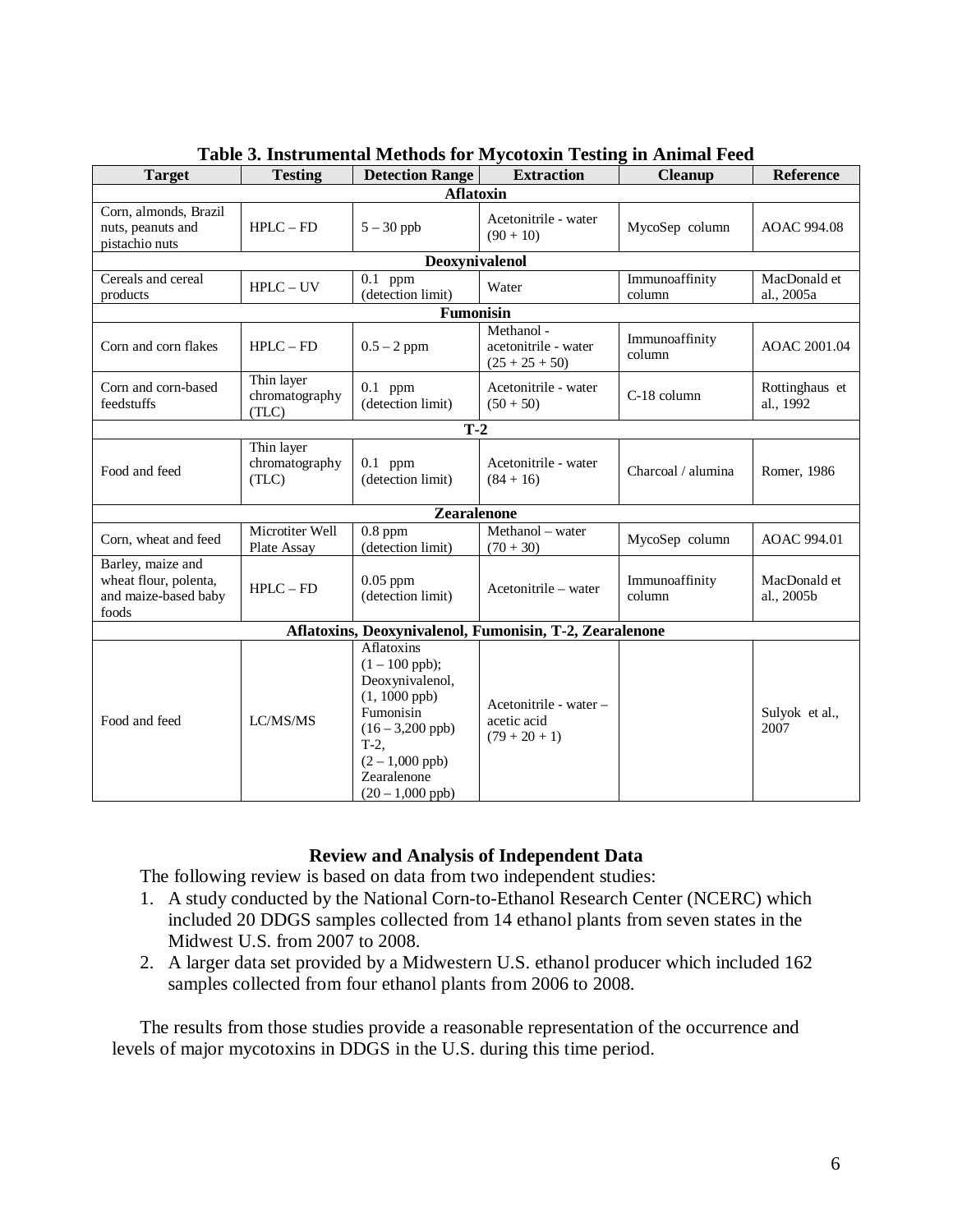**Table 3. Instrumental Methods for Mycotoxin Testing in Animal Feed**

| Target | Testing | Detection Range | Extraction | Cleanup | Reference |
|---|---|---|---|---|---|
| **Aflatoxin** | | | | | |
| Corn, almonds, Brazil nuts, peanuts and pistachio nuts | HPLC – FD | 5 – 30 ppb | Acetonitrile - water (90 + 10) | MycoSep column | AOAC 994.08 |
| **Deoxynivalenol** | | | | | |
| Cereals and cereal products | HPLC – UV | 0.1 ppm (detection limit) | Water | Immunoaffinity column | MacDonald et al., 2005a |
| **Fumonisin** | | | | | |
| Corn and corn flakes | HPLC – FD | 0.5 – 2 ppm | Methanol - acetonitrile - water (25 + 25 + 50) | Immunoaffinity column | AOAC 2001.04 |
| Corn and corn-based feedstuffs | Thin layer chromatography (TLC) | 0.1 ppm (detection limit) | Acetonitrile - water (50 + 50) | C-18 column | Rottinghaus et al., 1992 |
| **T-2** | | | | | |
| Food and feed | Thin layer chromatography (TLC) | 0.1 ppm (detection limit) | Acetonitrile - water (84 + 16) | Charcoal / alumina | Romer, 1986 |
| **Zearalenone** | | | | | |
| Corn, wheat and feed | Microtiter Well Plate Assay | 0.8 ppm (detection limit) | Methanol – water (70 + 30) | MycoSep column | AOAC 994.01 |
| Barley, maize and wheat flour, polenta, and maize-based baby foods | HPLC – FD | 0.05 ppm (detection limit) | Acetonitrile – water | Immunoaffinity column | MacDonald et al., 2005b |
| **Aflatoxins, Deoxynivalenol, Fumonisin, T-2, Zearalenone** | | | | | |
| Food and feed | LC/MS/MS | Aflatoxins (1 – 100 ppb); Deoxynivalenol, (1, 1000 ppb) Fumonisin (16 – 3,200 ppb) T-2, (2 – 1,000 ppb) Zearalenone (20 – 1,000 ppb) | Acetonitrile - water – acetic acid (79 + 20 + 1) | | Sulyok et al., 2007 |

## Review and Analysis of Independent Data

The following review is based on data from two independent studies:

1. A study conducted by the National Corn-to-Ethanol Research Center (NCERC) which included 20 DDGS samples collected from 14 ethanol plants from seven states in the Midwest U.S. from 2007 to 2008.
2. A larger data set provided by a Midwestern U.S. ethanol producer which included 162 samples collected from four ethanol plants from 2006 to 2008.

The results from those studies provide a reasonable representation of the occurrence and levels of major mycotoxins in DDGS in the U.S. during this time period.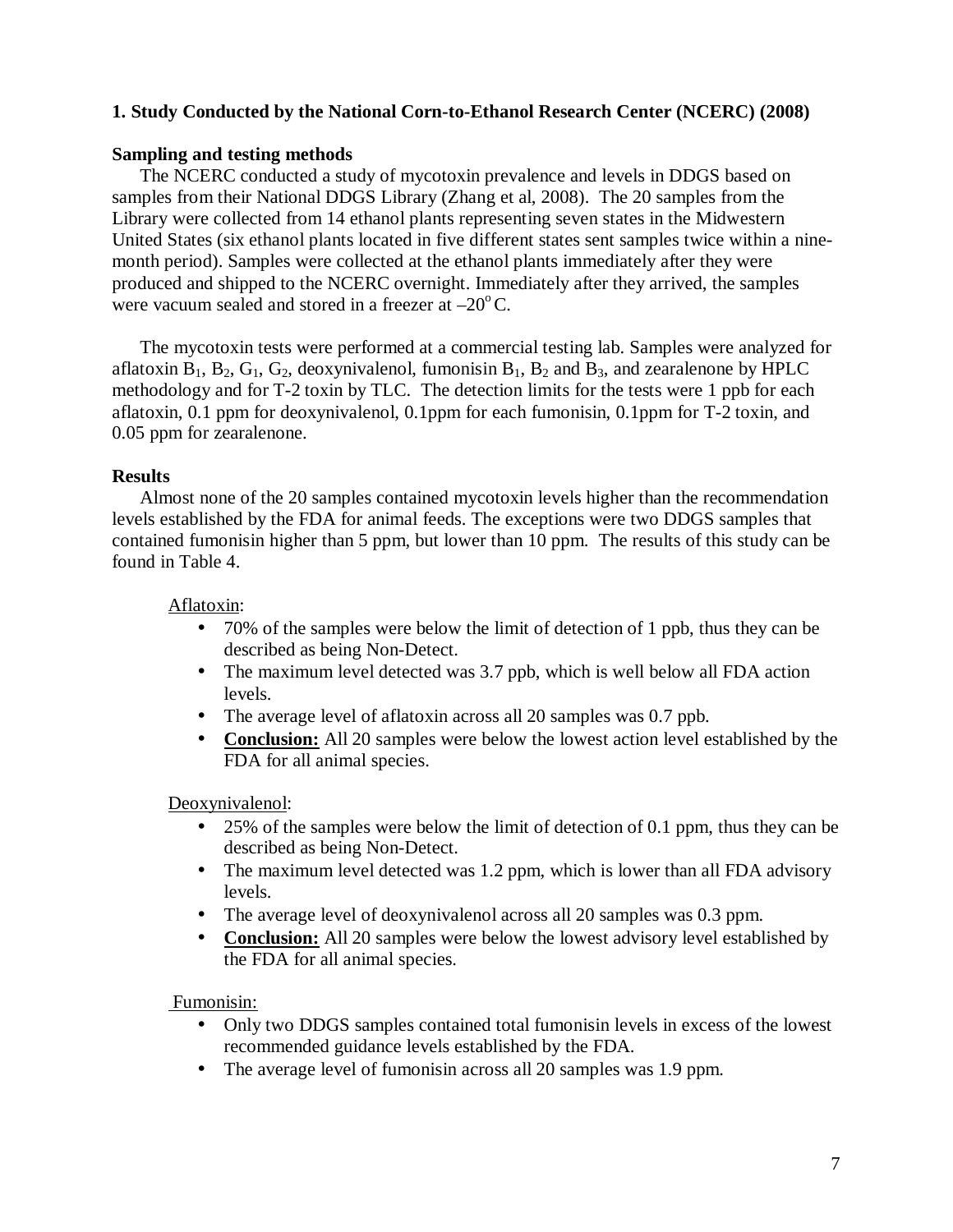**1. Study Conducted by the National Corn-to-Ethanol Research Center (NCERC) (2008)**

**Sampling and testing methods**

The NCERC conducted a study of mycotoxin prevalence and levels in DDGS based on samples from their National DDGS Library (Zhang et al, 2008). The 20 samples from the Library were collected from 14 ethanol plants representing seven states in the Midwestern United States (six ethanol plants located in five different states sent samples twice within a nine-month period). Samples were collected at the ethanol plants immediately after they were produced and shipped to the NCERC overnight. Immediately after they arrived, the samples were vacuum sealed and stored in a freezer at $-20^{o}$C.

The mycotoxin tests were performed at a commercial testing lab. Samples were analyzed for aflatoxin $B_1$, $B_2$, $G_1$, $G_2$, deoxynivalenol, fumonisin $B_1$, $B_2$ and $B_3$, and zearalenone by HPLC methodology and for T-2 toxin by TLC. The detection limits for the tests were 1 ppb for each aflatoxin, 0.1 ppm for deoxynivalenol, 0.1ppm for each fumonisin, 0.1ppm for T-2 toxin, and 0.05 ppm for zearalenone.

**Results**

Almost none of the 20 samples contained mycotoxin levels higher than the recommendation levels established by the FDA for animal feeds. The exceptions were two DDGS samples that contained fumonisin higher than 5 ppm, but lower than 10 ppm. The results of this study can be found in Table 4.

Aflatoxin:

- 70% of the samples were below the limit of detection of 1 ppb, thus they can be described as being Non-Detect.
- The maximum level detected was 3.7 ppb, which is well below all FDA action levels.
- The average level of aflatoxin across all 20 samples was 0.7 ppb.
- **Conclusion:** All 20 samples were below the lowest action level established by the FDA for all animal species.

Deoxynivalenol:

- 25% of the samples were below the limit of detection of 0.1 ppm, thus they can be described as being Non-Detect.
- The maximum level detected was 1.2 ppm, which is lower than all FDA advisory levels.
- The average level of deoxynivalenol across all 20 samples was 0.3 ppm.
- **Conclusion:** All 20 samples were below the lowest advisory level established by the FDA for all animal species.

Fumonisin:

- Only two DDGS samples contained total fumonisin levels in excess of the lowest recommended guidance levels established by the FDA.
- The average level of fumonisin across all 20 samples was 1.9 ppm.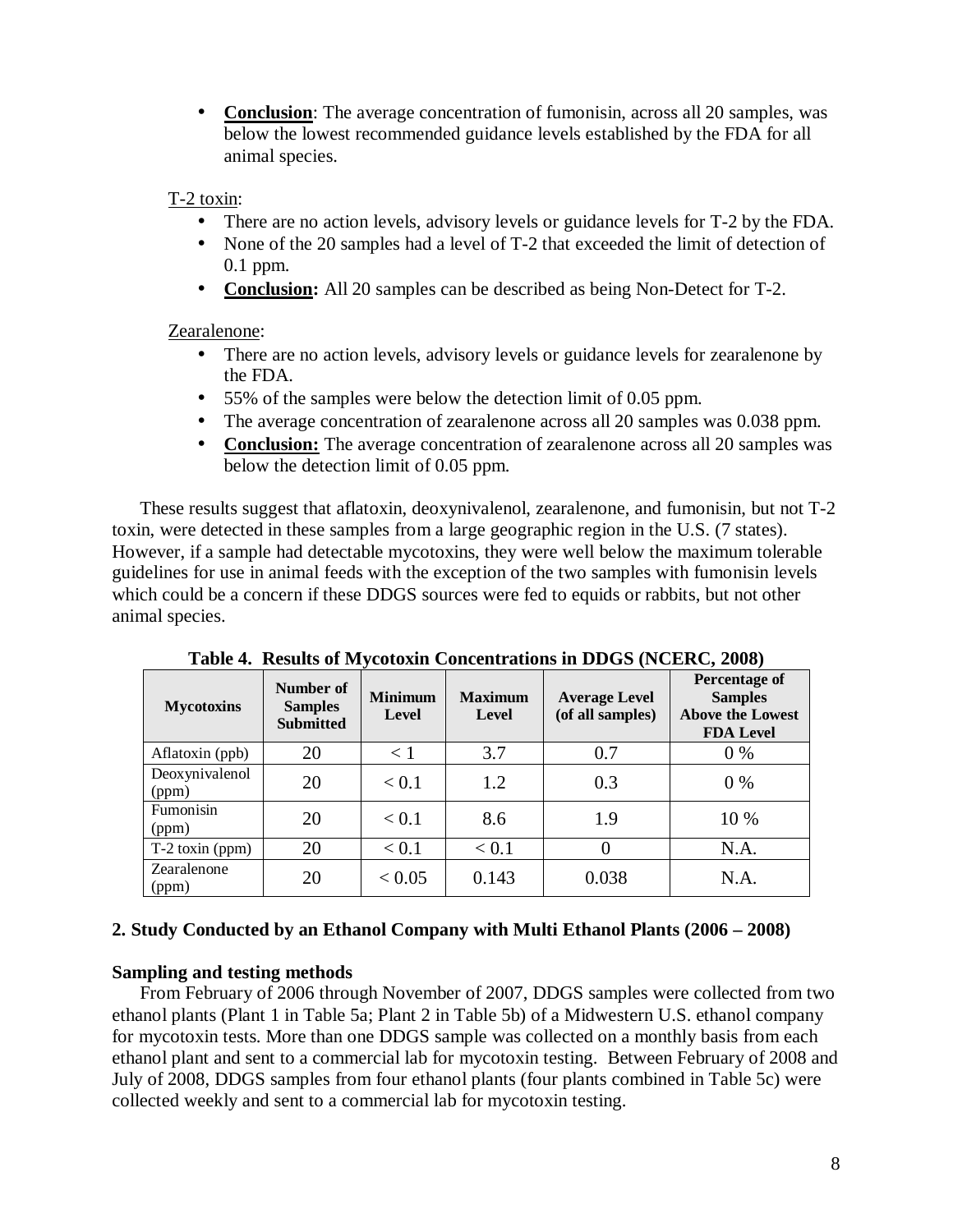- **Conclusion**: The average concentration of fumonisin, across all 20 samples, was below the lowest recommended guidance levels established by the FDA for all animal species.

T-2 toxin:

- There are no action levels, advisory levels or guidance levels for T-2 by the FDA.
- None of the 20 samples had a level of T-2 that exceeded the limit of detection of 0.1 ppm.
- **Conclusion:** All 20 samples can be described as being Non-Detect for T-2.

Zearalenone:

- There are no action levels, advisory levels or guidance levels for zearalenone by the FDA.
- 55% of the samples were below the detection limit of 0.05 ppm.
- The average concentration of zearalenone across all 20 samples was 0.038 ppm.
- **Conclusion:** The average concentration of zearalenone across all 20 samples was below the detection limit of 0.05 ppm.

These results suggest that aflatoxin, deoxynivalenol, zearalenone, and fumonisin, but not T-2 toxin, were detected in these samples from a large geographic region in the U.S. (7 states). However, if a sample had detectable mycotoxins, they were well below the maximum tolerable guidelines for use in animal feeds with the exception of the two samples with fumonisin levels which could be a concern if these DDGS sources were fed to equids or rabbits, but not other animal species.

**Table 4. Results of Mycotoxin Concentrations in DDGS (NCERC, 2008)**

| Mycotoxins | Number of Samples Submitted | Minimum Level | Maximum Level | Average Level (of all samples) | Percentage of Samples Above the Lowest FDA Level |
|---|---|---|---|---|---|
| Aflatoxin (ppb) | 20 | < 1 | 3.7 | 0.7 | 0 % |
| Deoxynivalenol (ppm) | 20 | < 0.1 | 1.2 | 0.3 | 0 % |
| Fumonisin (ppm) | 20 | < 0.1 | 8.6 | 1.9 | 10 % |
| T-2 toxin (ppm) | 20 | < 0.1 | < 0.1 | 0 | N.A. |
| Zearalenone (ppm) | 20 | < 0.05 | 0.143 | 0.038 | N.A. |

### 2. Study Conducted by an Ethanol Company with Multi Ethanol Plants (2006 – 2008)

**Sampling and testing methods**

From February of 2006 through November of 2007, DDGS samples were collected from two ethanol plants (Plant 1 in Table 5a; Plant 2 in Table 5b) of a Midwestern U.S. ethanol company for mycotoxin tests. More than one DDGS sample was collected on a monthly basis from each ethanol plant and sent to a commercial lab for mycotoxin testing. Between February of 2008 and July of 2008, DDGS samples from four ethanol plants (four plants combined in Table 5c) were collected weekly and sent to a commercial lab for mycotoxin testing.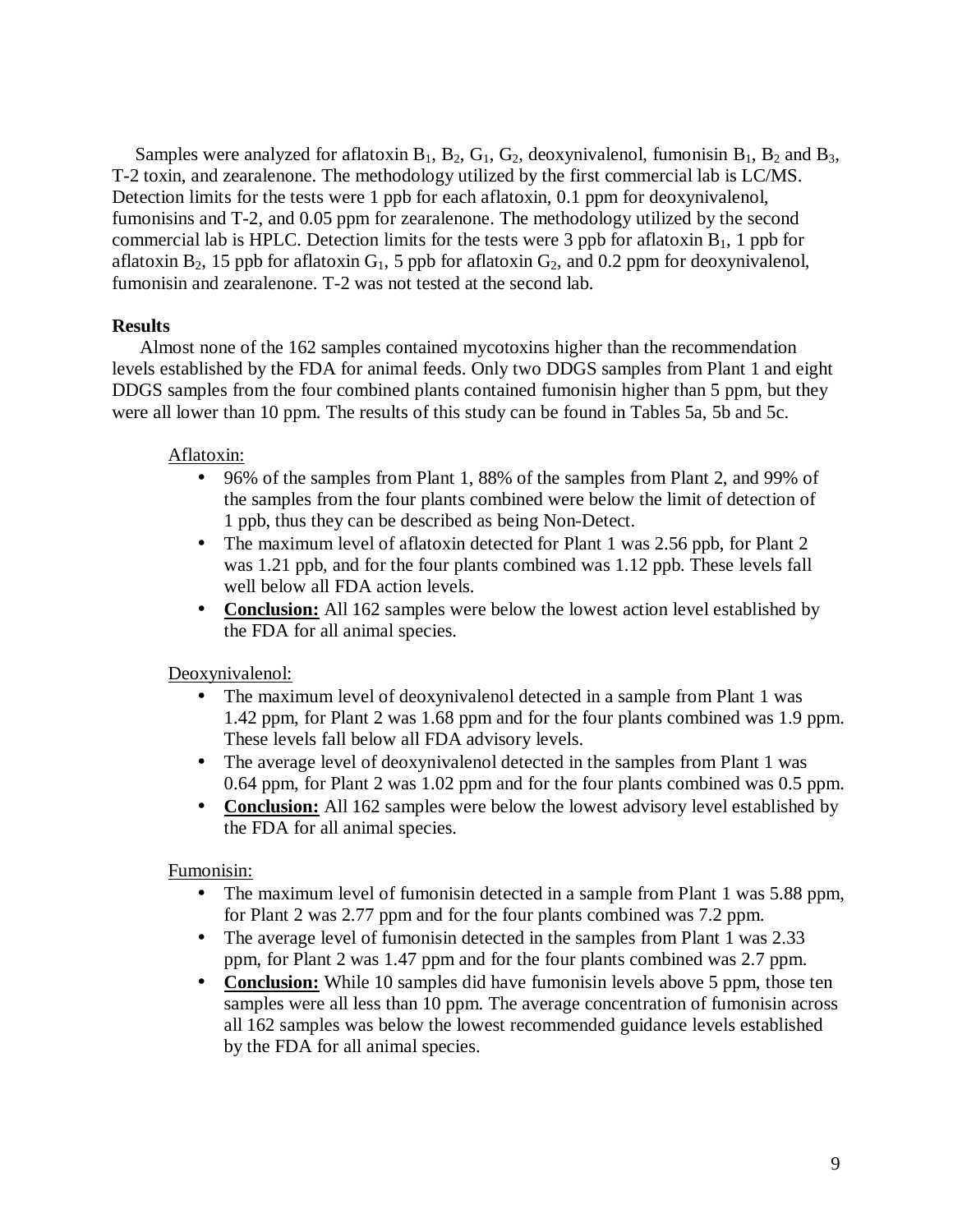Samples were analyzed for aflatoxin $B_1$, $B_2$, $G_1$, $G_2$, deoxynivalenol, fumonisin $B_1$, $B_2$ and $B_3$, T-2 toxin, and zearalenone. The methodology utilized by the first commercial lab is LC/MS. Detection limits for the tests were 1 ppb for each aflatoxin, 0.1 ppm for deoxynivalenol, fumonisins and T-2, and 0.05 ppm for zearalenone. The methodology utilized by the second commercial lab is HPLC. Detection limits for the tests were 3 ppb for aflatoxin $B_1$, 1 ppb for aflatoxin $B_2$, 15 ppb for aflatoxin $G_1$, 5 ppb for aflatoxin $G_2$, and 0.2 ppm for deoxynivalenol, fumonisin and zearalenone. T-2 was not tested at the second lab.

**Results**

Almost none of the 162 samples contained mycotoxins higher than the recommendation levels established by the FDA for animal feeds. Only two DDGS samples from Plant 1 and eight DDGS samples from the four combined plants contained fumonisin higher than 5 ppm, but they were all lower than 10 ppm. The results of this study can be found in Tables 5a, 5b and 5c.

Aflatoxin:

- 96% of the samples from Plant 1, 88% of the samples from Plant 2, and 99% of the samples from the four plants combined were below the limit of detection of 1 ppb, thus they can be described as being Non-Detect.
- The maximum level of aflatoxin detected for Plant 1 was 2.56 ppb, for Plant 2 was 1.21 ppb, and for the four plants combined was 1.12 ppb. These levels fall well below all FDA action levels.
- **Conclusion:** All 162 samples were below the lowest action level established by the FDA for all animal species.

Deoxynivalenol:

- The maximum level of deoxynivalenol detected in a sample from Plant 1 was 1.42 ppm, for Plant 2 was 1.68 ppm and for the four plants combined was 1.9 ppm. These levels fall below all FDA advisory levels.
- The average level of deoxynivalenol detected in the samples from Plant 1 was 0.64 ppm, for Plant 2 was 1.02 ppm and for the four plants combined was 0.5 ppm.
- **Conclusion:** All 162 samples were below the lowest advisory level established by the FDA for all animal species.

Fumonisin:

- The maximum level of fumonisin detected in a sample from Plant 1 was 5.88 ppm, for Plant 2 was 2.77 ppm and for the four plants combined was 7.2 ppm.
- The average level of fumonisin detected in the samples from Plant 1 was 2.33 ppm, for Plant 2 was 1.47 ppm and for the four plants combined was 2.7 ppm.
- **Conclusion:** While 10 samples did have fumonisin levels above 5 ppm, those ten samples were all less than 10 ppm. The average concentration of fumonisin across all 162 samples was below the lowest recommended guidance levels established by the FDA for all animal species.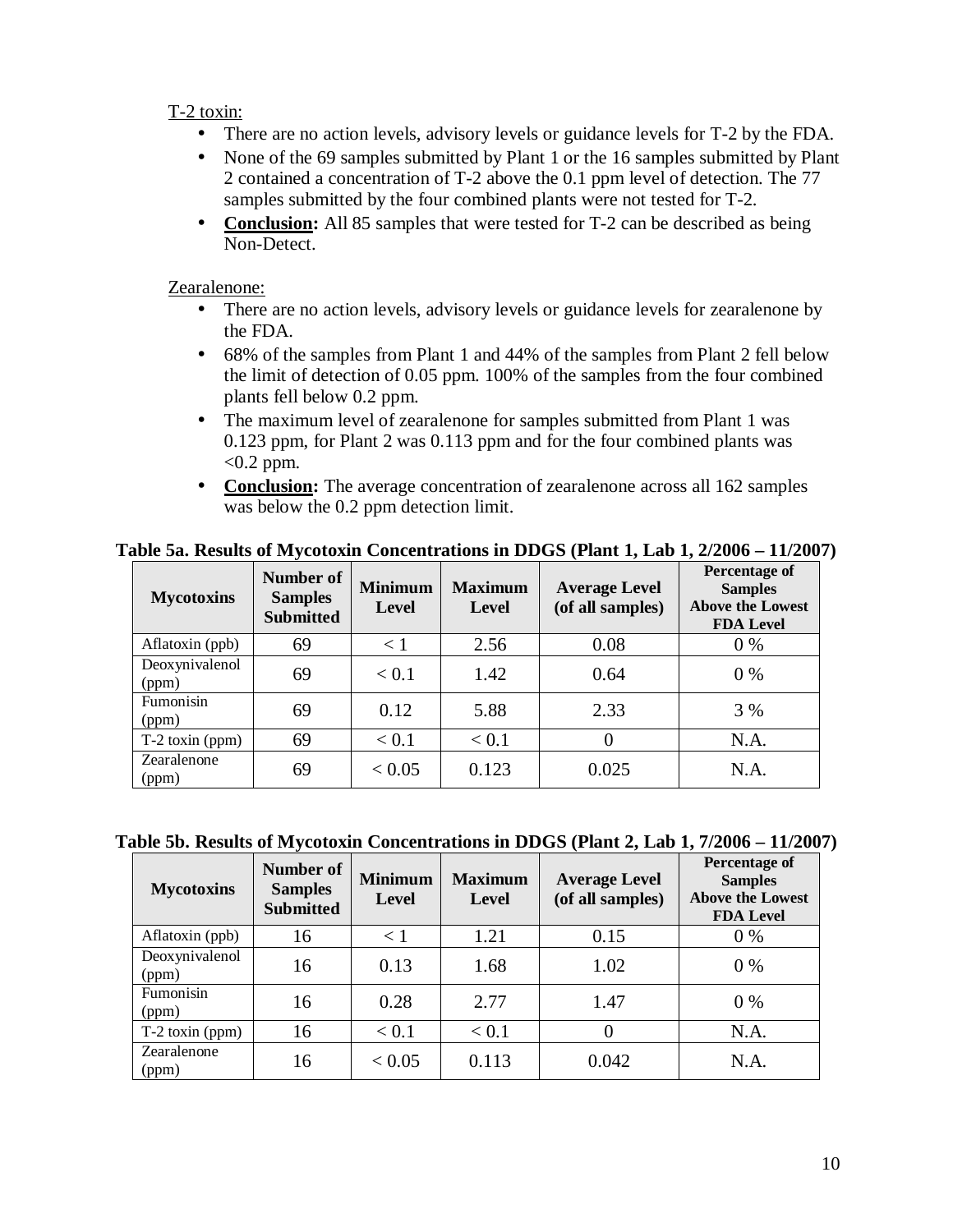T-2 toxin:

- There are no action levels, advisory levels or guidance levels for T-2 by the FDA.
- None of the 69 samples submitted by Plant 1 or the 16 samples submitted by Plant 2 contained a concentration of T-2 above the 0.1 ppm level of detection. The 77 samples submitted by the four combined plants were not tested for T-2.
- **Conclusion:** All 85 samples that were tested for T-2 can be described as being Non-Detect.

Zearalenone:

- There are no action levels, advisory levels or guidance levels for zearalenone by the FDA.
- 68% of the samples from Plant 1 and 44% of the samples from Plant 2 fell below the limit of detection of 0.05 ppm. 100% of the samples from the four combined plants fell below 0.2 ppm.
- The maximum level of zearalenone for samples submitted from Plant 1 was 0.123 ppm, for Plant 2 was 0.113 ppm and for the four combined plants was <0.2 ppm.
- **Conclusion:** The average concentration of zearalenone across all 162 samples was below the 0.2 ppm detection limit.

**Table 5a. Results of Mycotoxin Concentrations in DDGS (Plant 1, Lab 1, 2/2006 – 11/2007)**

| Mycotoxins | Number of Samples Submitted | Minimum Level | Maximum Level | Average Level (of all samples) | Percentage of Samples Above the Lowest FDA Level |
|---|---|---|---|---|---|
| Aflatoxin (ppb) | 69 | < 1 | 2.56 | 0.08 | 0 % |
| Deoxynivalenol (ppm) | 69 | < 0.1 | 1.42 | 0.64 | 0 % |
| Fumonisin (ppm) | 69 | 0.12 | 5.88 | 2.33 | 3 % |
| T-2 toxin (ppm) | 69 | < 0.1 | < 0.1 | 0 | N.A. |
| Zearalenone (ppm) | 69 | < 0.05 | 0.123 | 0.025 | N.A. |

**Table 5b. Results of Mycotoxin Concentrations in DDGS (Plant 2, Lab 1, 7/2006 – 11/2007)**

| Mycotoxins | Number of Samples Submitted | Minimum Level | Maximum Level | Average Level (of all samples) | Percentage of Samples Above the Lowest FDA Level |
|---|---|---|---|---|---|
| Aflatoxin (ppb) | 16 | < 1 | 1.21 | 0.15 | 0 % |
| Deoxynivalenol (ppm) | 16 | 0.13 | 1.68 | 1.02 | 0 % |
| Fumonisin (ppm) | 16 | 0.28 | 2.77 | 1.47 | 0 % |
| T-2 toxin (ppm) | 16 | < 0.1 | < 0.1 | 0 | N.A. |
| Zearalenone (ppm) | 16 | < 0.05 | 0.113 | 0.042 | N.A. |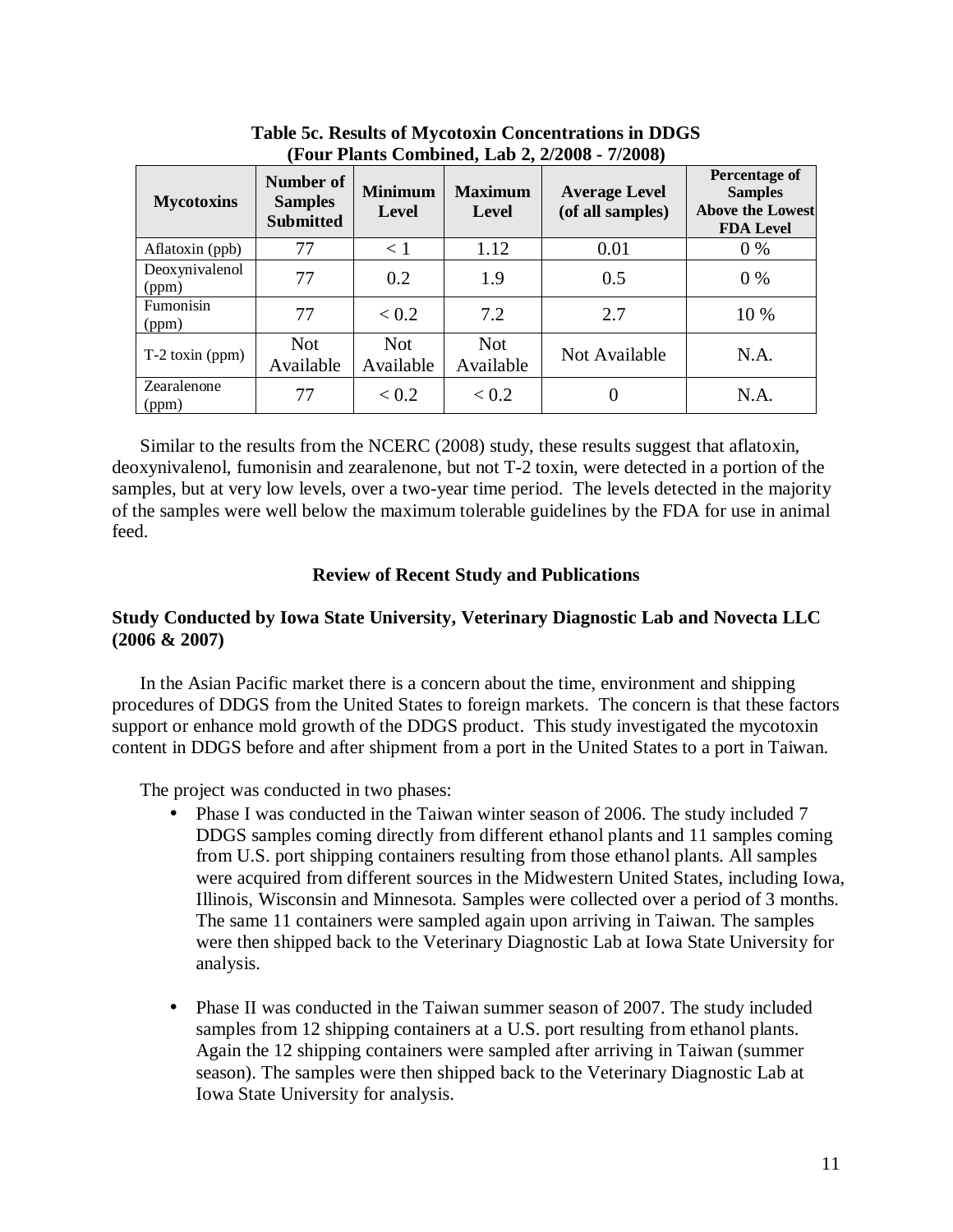**Table 5c. Results of Mycotoxin Concentrations in DDGS (Four Plants Combined, Lab 2, 2/2008 - 7/2008)**

| Mycotoxins | Number of Samples Submitted | Minimum Level | Maximum Level | Average Level (of all samples) | Percentage of Samples Above the Lowest FDA Level |
|---|---|---|---|---|---|
| Aflatoxin (ppb) | 77 | < 1 | 1.12 | 0.01 | 0 % |
| Deoxynivalenol (ppm) | 77 | 0.2 | 1.9 | 0.5 | 0 % |
| Fumonisin (ppm) | 77 | < 0.2 | 7.2 | 2.7 | 10 % |
| T-2 toxin (ppm) | Not Available | Not Available | Not Available | Not Available | N.A. |
| Zearalenone (ppm) | 77 | < 0.2 | < 0.2 | 0 | N.A. |

Similar to the results from the NCERC (2008) study, these results suggest that aflatoxin, deoxynivalenol, fumonisin and zearalenone, but not T-2 toxin, were detected in a portion of the samples, but at very low levels, over a two-year time period. The levels detected in the majority of the samples were well below the maximum tolerable guidelines by the FDA for use in animal feed.

## Review of Recent Study and Publications

### Study Conducted by Iowa State University, Veterinary Diagnostic Lab and Novecta LLC (2006 & 2007)

In the Asian Pacific market there is a concern about the time, environment and shipping procedures of DDGS from the United States to foreign markets. The concern is that these factors support or enhance mold growth of the DDGS product. This study investigated the mycotoxin content in DDGS before and after shipment from a port in the United States to a port in Taiwan.

The project was conducted in two phases:

- Phase I was conducted in the Taiwan winter season of 2006. The study included 7 DDGS samples coming directly from different ethanol plants and 11 samples coming from U.S. port shipping containers resulting from those ethanol plants. All samples were acquired from different sources in the Midwestern United States, including Iowa, Illinois, Wisconsin and Minnesota. Samples were collected over a period of 3 months. The same 11 containers were sampled again upon arriving in Taiwan. The samples were then shipped back to the Veterinary Diagnostic Lab at Iowa State University for analysis.

- Phase II was conducted in the Taiwan summer season of 2007. The study included samples from 12 shipping containers at a U.S. port resulting from ethanol plants. Again the 12 shipping containers were sampled after arriving in Taiwan (summer season). The samples were then shipped back to the Veterinary Diagnostic Lab at Iowa State University for analysis.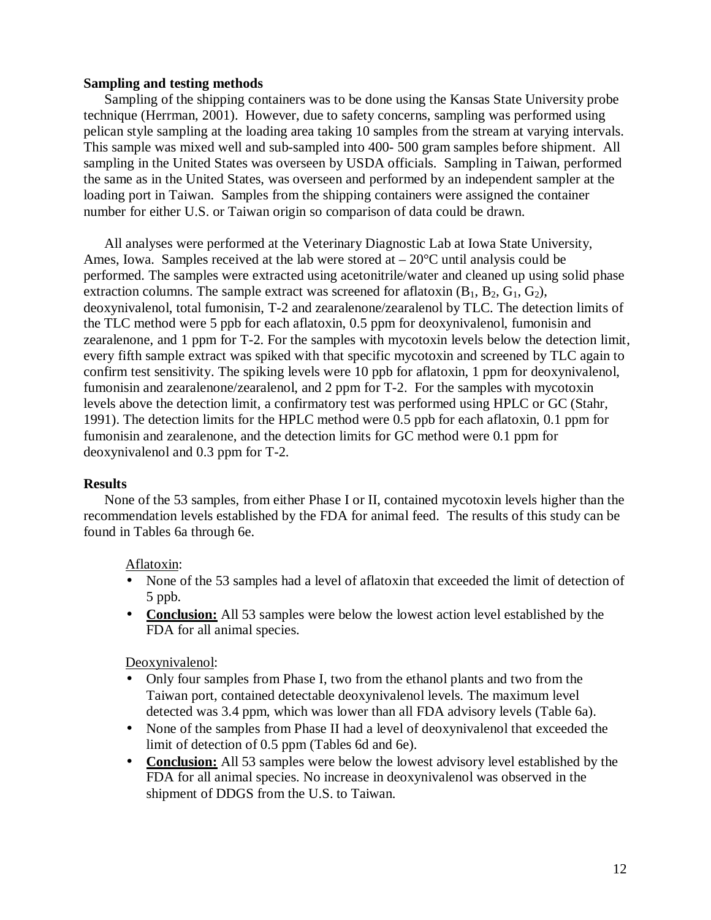**Sampling and testing methods**

Sampling of the shipping containers was to be done using the Kansas State University probe technique (Herrman, 2001). However, due to safety concerns, sampling was performed using pelican style sampling at the loading area taking 10 samples from the stream at varying intervals. This sample was mixed well and sub-sampled into 400- 500 gram samples before shipment. All sampling in the United States was overseen by USDA officials. Sampling in Taiwan, performed the same as in the United States, was overseen and performed by an independent sampler at the loading port in Taiwan. Samples from the shipping containers were assigned the container number for either U.S. or Taiwan origin so comparison of data could be drawn.

All analyses were performed at the Veterinary Diagnostic Lab at Iowa State University, Ames, Iowa. Samples received at the lab were stored at – 20°C until analysis could be performed. The samples were extracted using acetonitrile/water and cleaned up using solid phase extraction columns. The sample extract was screened for aflatoxin ($B_1$, $B_2$, $G_1$, $G_2$), deoxynivalenol, total fumonisin, T-2 and zearalenone/zearalenol by TLC. The detection limits of the TLC method were 5 ppb for each aflatoxin, 0.5 ppm for deoxynivalenol, fumonisin and zearalenone, and 1 ppm for T-2. For the samples with mycotoxin levels below the detection limit, every fifth sample extract was spiked with that specific mycotoxin and screened by TLC again to confirm test sensitivity. The spiking levels were 10 ppb for aflatoxin, 1 ppm for deoxynivalenol, fumonisin and zearalenone/zearalenol, and 2 ppm for T-2. For the samples with mycotoxin levels above the detection limit, a confirmatory test was performed using HPLC or GC (Stahr, 1991). The detection limits for the HPLC method were 0.5 ppb for each aflatoxin, 0.1 ppm for fumonisin and zearalenone, and the detection limits for GC method were 0.1 ppm for deoxynivalenol and 0.3 ppm for T-2.

**Results**

None of the 53 samples, from either Phase I or II, contained mycotoxin levels higher than the recommendation levels established by the FDA for animal feed. The results of this study can be found in Tables 6a through 6e.

Aflatoxin:

- None of the 53 samples had a level of aflatoxin that exceeded the limit of detection of 5 ppb.
- **Conclusion:** All 53 samples were below the lowest action level established by the FDA for all animal species.

Deoxynivalenol:

- Only four samples from Phase I, two from the ethanol plants and two from the Taiwan port, contained detectable deoxynivalenol levels. The maximum level detected was 3.4 ppm, which was lower than all FDA advisory levels (Table 6a).
- None of the samples from Phase II had a level of deoxynivalenol that exceeded the limit of detection of 0.5 ppm (Tables 6d and 6e).
- **Conclusion:** All 53 samples were below the lowest advisory level established by the FDA for all animal species. No increase in deoxynivalenol was observed in the shipment of DDGS from the U.S. to Taiwan.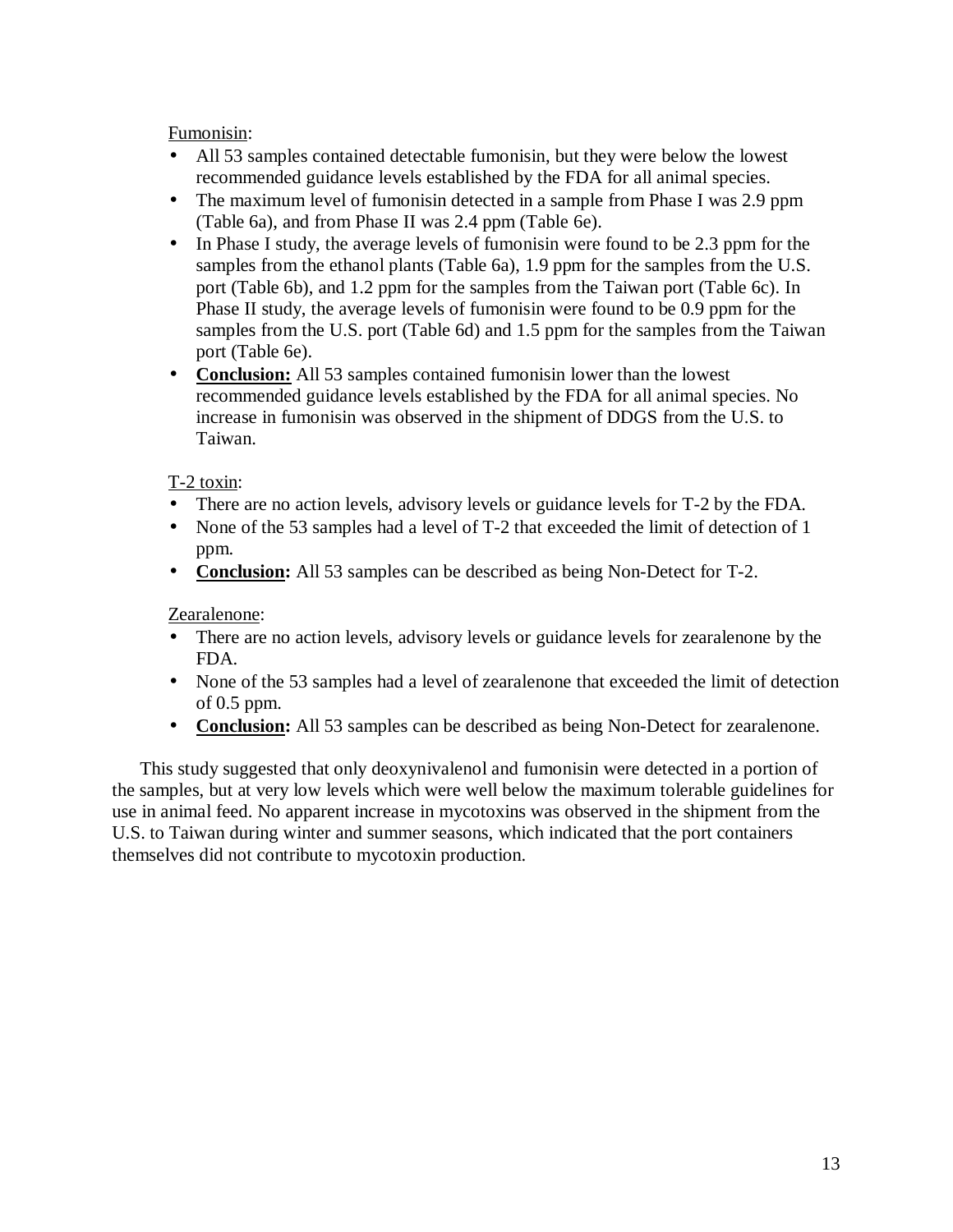<u>Fumonisin</u>:

- All 53 samples contained detectable fumonisin, but they were below the lowest recommended guidance levels established by the FDA for all animal species.
- The maximum level of fumonisin detected in a sample from Phase I was 2.9 ppm (Table 6a), and from Phase II was 2.4 ppm (Table 6e).
- In Phase I study, the average levels of fumonisin were found to be 2.3 ppm for the samples from the ethanol plants (Table 6a), 1.9 ppm for the samples from the U.S. port (Table 6b), and 1.2 ppm for the samples from the Taiwan port (Table 6c). In Phase II study, the average levels of fumonisin were found to be 0.9 ppm for the samples from the U.S. port (Table 6d) and 1.5 ppm for the samples from the Taiwan port (Table 6e).
- **<u>Conclusion:</u>** All 53 samples contained fumonisin lower than the lowest recommended guidance levels established by the FDA for all animal species. No increase in fumonisin was observed in the shipment of DDGS from the U.S. to Taiwan.

<u>T-2 toxin</u>:

- There are no action levels, advisory levels or guidance levels for T-2 by the FDA.
- None of the 53 samples had a level of T-2 that exceeded the limit of detection of 1 ppm.
- **<u>Conclusion:</u>** All 53 samples can be described as being Non-Detect for T-2.

<u>Zearalenone</u>:

- There are no action levels, advisory levels or guidance levels for zearalenone by the FDA.
- None of the 53 samples had a level of zearalenone that exceeded the limit of detection of 0.5 ppm.
- **<u>Conclusion:</u>** All 53 samples can be described as being Non-Detect for zearalenone.

This study suggested that only deoxynivalenol and fumonisin were detected in a portion of the samples, but at very low levels which were well below the maximum tolerable guidelines for use in animal feed. No apparent increase in mycotoxins was observed in the shipment from the U.S. to Taiwan during winter and summer seasons, which indicated that the port containers themselves did not contribute to mycotoxin production.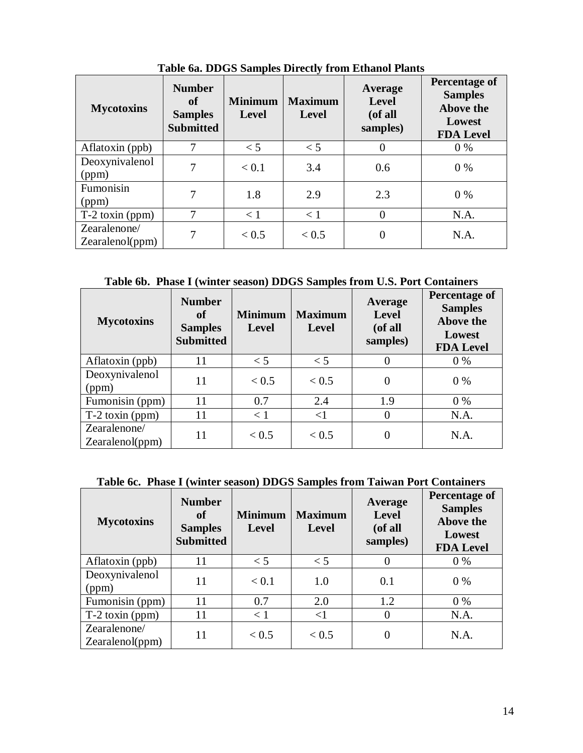**Table 6a. DDGS Samples Directly from Ethanol Plants**

| Mycotoxins | Number of Samples Submitted | Minimum Level | Maximum Level | Average Level (of all samples) | Percentage of Samples Above the Lowest FDA Level |
|---|---|---|---|---|---|
| Aflatoxin (ppb) | 7 | < 5 | < 5 | 0 | 0 % |
| Deoxynivalenol (ppm) | 7 | < 0.1 | 3.4 | 0.6 | 0 % |
| Fumonisin (ppm) | 7 | 1.8 | 2.9 | 2.3 | 0 % |
| T-2 toxin (ppm) | 7 | < 1 | < 1 | 0 | N.A. |
| Zearalenone/ Zearalenol(ppm) | 7 | < 0.5 | < 0.5 | 0 | N.A. |

**Table 6b. Phase I (winter season) DDGS Samples from U.S. Port Containers**

| Mycotoxins | Number of Samples Submitted | Minimum Level | Maximum Level | Average Level (of all samples) | Percentage of Samples Above the Lowest FDA Level |
|---|---|---|---|---|---|
| Aflatoxin (ppb) | 11 | < 5 | < 5 | 0 | 0 % |
| Deoxynivalenol (ppm) | 11 | < 0.5 | < 0.5 | 0 | 0 % |
| Fumonisin (ppm) | 11 | 0.7 | 2.4 | 1.9 | 0 % |
| T-2 toxin (ppm) | 11 | < 1 | <1 | 0 | N.A. |
| Zearalenone/ Zearalenol(ppm) | 11 | < 0.5 | < 0.5 | 0 | N.A. |

**Table 6c. Phase I (winter season) DDGS Samples from Taiwan Port Containers**

| Mycotoxins | Number of Samples Submitted | Minimum Level | Maximum Level | Average Level (of all samples) | Percentage of Samples Above the Lowest FDA Level |
|---|---|---|---|---|---|
| Aflatoxin (ppb) | 11 | < 5 | < 5 | 0 | 0 % |
| Deoxynivalenol (ppm) | 11 | < 0.1 | 1.0 | 0.1 | 0 % |
| Fumonisin (ppm) | 11 | 0.7 | 2.0 | 1.2 | 0 % |
| T-2 toxin (ppm) | 11 | < 1 | <1 | 0 | N.A. |
| Zearalenone/ Zearalenol(ppm) | 11 | < 0.5 | < 0.5 | 0 | N.A. |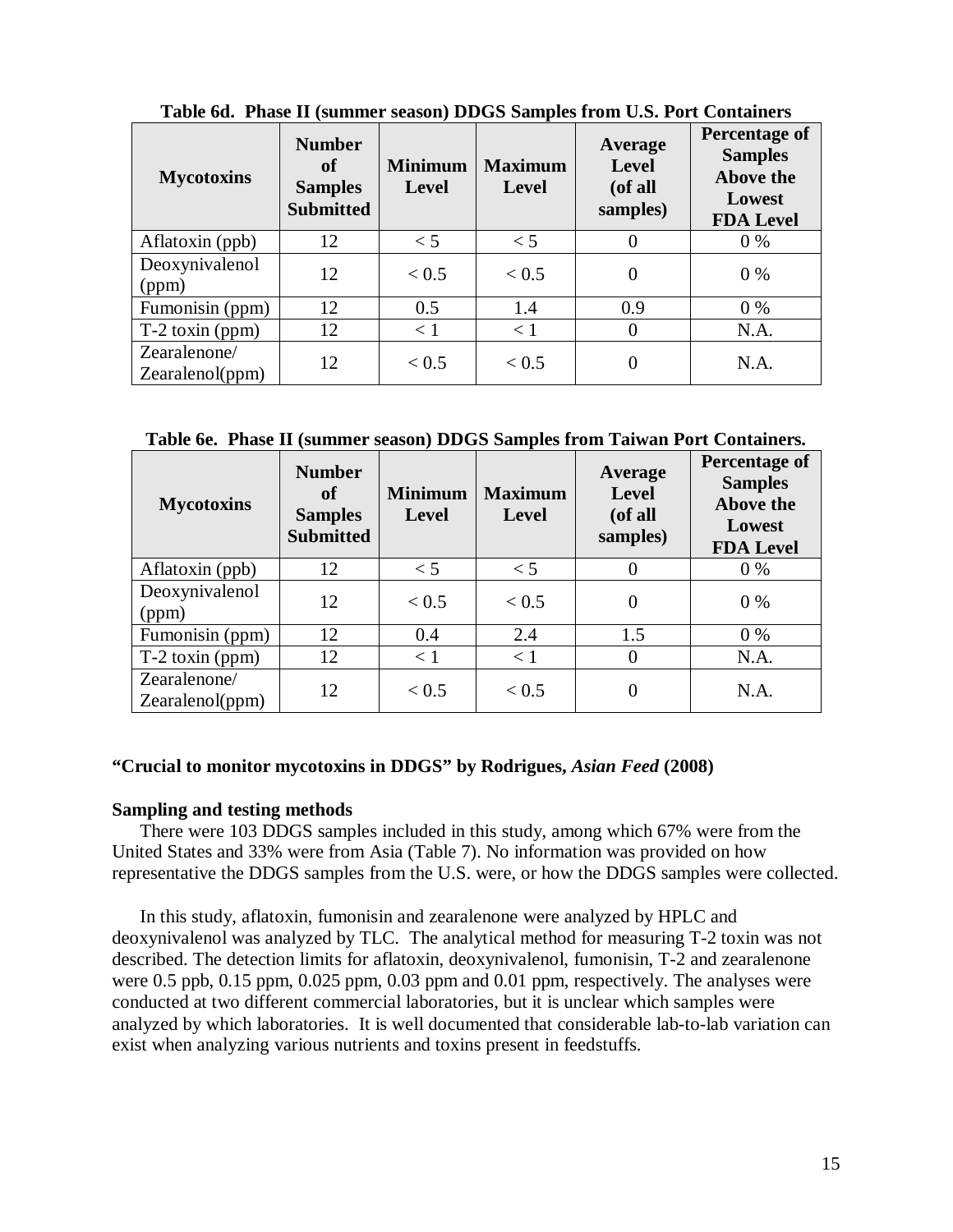**Table 6d. Phase II (summer season) DDGS Samples from U.S. Port Containers**

| Mycotoxins | Number of Samples Submitted | Minimum Level | Maximum Level | Average Level (of all samples) | Percentage of Samples Above the Lowest FDA Level |
|---|---|---|---|---|---|
| Aflatoxin (ppb) | 12 | < 5 | < 5 | 0 | 0 % |
| Deoxynivalenol (ppm) | 12 | < 0.5 | < 0.5 | 0 | 0 % |
| Fumonisin (ppm) | 12 | 0.5 | 1.4 | 0.9 | 0 % |
| T-2 toxin (ppm) | 12 | < 1 | < 1 | 0 | N.A. |
| Zearalenone/ Zearalenol(ppm) | 12 | < 0.5 | < 0.5 | 0 | N.A. |

**Table 6e. Phase II (summer season) DDGS Samples from Taiwan Port Containers.**

| Mycotoxins | Number of Samples Submitted | Minimum Level | Maximum Level | Average Level (of all samples) | Percentage of Samples Above the Lowest FDA Level |
|---|---|---|---|---|---|
| Aflatoxin (ppb) | 12 | < 5 | < 5 | 0 | 0 % |
| Deoxynivalenol (ppm) | 12 | < 0.5 | < 0.5 | 0 | 0 % |
| Fumonisin (ppm) | 12 | 0.4 | 2.4 | 1.5 | 0 % |
| T-2 toxin (ppm) | 12 | < 1 | < 1 | 0 | N.A. |
| Zearalenone/ Zearalenol(ppm) | 12 | < 0.5 | < 0.5 | 0 | N.A. |

**"Crucial to monitor mycotoxins in DDGS" by Rodrigues, *Asian Feed* (2008)**

**Sampling and testing methods**

There were 103 DDGS samples included in this study, among which 67% were from the United States and 33% were from Asia (Table 7). No information was provided on how representative the DDGS samples from the U.S. were, or how the DDGS samples were collected.

In this study, aflatoxin, fumonisin and zearalenone were analyzed by HPLC and deoxynivalenol was analyzed by TLC. The analytical method for measuring T-2 toxin was not described. The detection limits for aflatoxin, deoxynivalenol, fumonisin, T-2 and zearalenone were 0.5 ppb, 0.15 ppm, 0.025 ppm, 0.03 ppm and 0.01 ppm, respectively. The analyses were conducted at two different commercial laboratories, but it is unclear which samples were analyzed by which laboratories. It is well documented that considerable lab-to-lab variation can exist when analyzing various nutrients and toxins present in feedstuffs.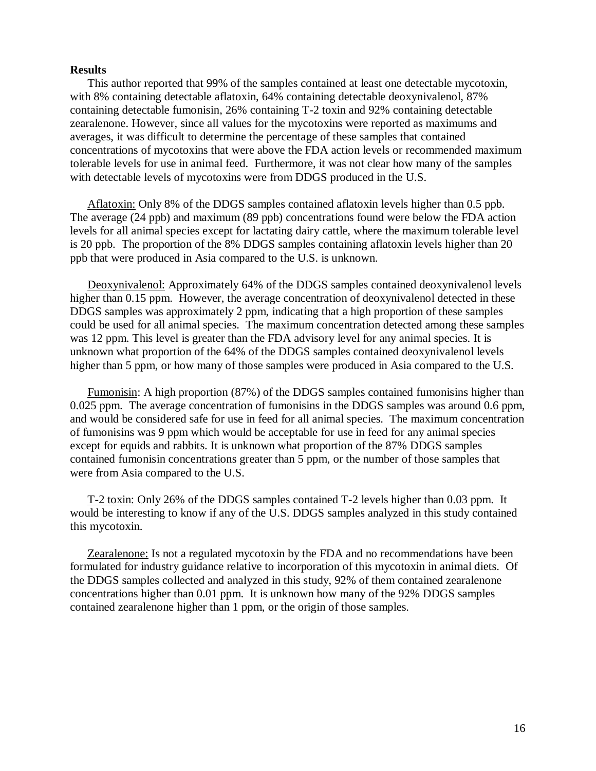**Results**

This author reported that 99% of the samples contained at least one detectable mycotoxin, with 8% containing detectable aflatoxin, 64% containing detectable deoxynivalenol, 87% containing detectable fumonisin, 26% containing T-2 toxin and 92% containing detectable zearalenone. However, since all values for the mycotoxins were reported as maximums and averages, it was difficult to determine the percentage of these samples that contained concentrations of mycotoxins that were above the FDA action levels or recommended maximum tolerable levels for use in animal feed. Furthermore, it was not clear how many of the samples with detectable levels of mycotoxins were from DDGS produced in the U.S.

Aflatoxin: Only 8% of the DDGS samples contained aflatoxin levels higher than 0.5 ppb. The average (24 ppb) and maximum (89 ppb) concentrations found were below the FDA action levels for all animal species except for lactating dairy cattle, where the maximum tolerable level is 20 ppb. The proportion of the 8% DDGS samples containing aflatoxin levels higher than 20 ppb that were produced in Asia compared to the U.S. is unknown.

Deoxynivalenol: Approximately 64% of the DDGS samples contained deoxynivalenol levels higher than 0.15 ppm. However, the average concentration of deoxynivalenol detected in these DDGS samples was approximately 2 ppm, indicating that a high proportion of these samples could be used for all animal species. The maximum concentration detected among these samples was 12 ppm. This level is greater than the FDA advisory level for any animal species. It is unknown what proportion of the 64% of the DDGS samples contained deoxynivalenol levels higher than 5 ppm, or how many of those samples were produced in Asia compared to the U.S.

Fumonisin: A high proportion (87%) of the DDGS samples contained fumonisins higher than 0.025 ppm. The average concentration of fumonisins in the DDGS samples was around 0.6 ppm, and would be considered safe for use in feed for all animal species. The maximum concentration of fumonisins was 9 ppm which would be acceptable for use in feed for any animal species except for equids and rabbits. It is unknown what proportion of the 87% DDGS samples contained fumonisin concentrations greater than 5 ppm, or the number of those samples that were from Asia compared to the U.S.

T-2 toxin: Only 26% of the DDGS samples contained T-2 levels higher than 0.03 ppm. It would be interesting to know if any of the U.S. DDGS samples analyzed in this study contained this mycotoxin.

Zearalenone: Is not a regulated mycotoxin by the FDA and no recommendations have been formulated for industry guidance relative to incorporation of this mycotoxin in animal diets. Of the DDGS samples collected and analyzed in this study, 92% of them contained zearalenone concentrations higher than 0.01 ppm. It is unknown how many of the 92% DDGS samples contained zearalenone higher than 1 ppm, or the origin of those samples.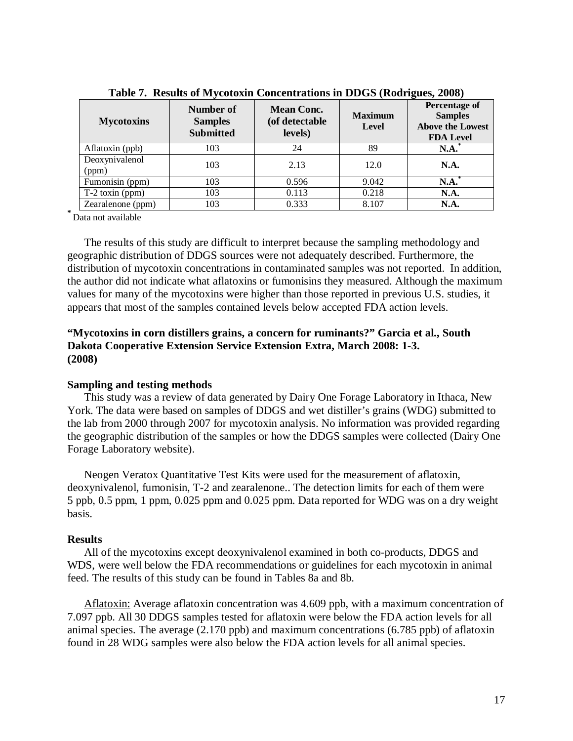**Table 7. Results of Mycotoxin Concentrations in DDGS (Rodrigues, 2008)**

| Mycotoxins | Number of Samples Submitted | Mean Conc. (of detectable levels) | Maximum Level | Percentage of Samples Above the Lowest FDA Level |
|---|---|---|---|---|
| Aflatoxin (ppb) | 103 | 24 | 89 | **N.A.*** |
| Deoxynivalenol (ppm) | 103 | 2.13 | 12.0 | **N.A.** |
| Fumonisin (ppm) | 103 | 0.596 | 9.042 | **N.A.*** |
| T-2 toxin (ppm) | 103 | 0.113 | 0.218 | **N.A.** |
| Zearalenone (ppm) | 103 | 0.333 | 8.107 | **N.A.** |

* Data not available

The results of this study are difficult to interpret because the sampling methodology and geographic distribution of DDGS sources were not adequately described. Furthermore, the distribution of mycotoxin concentrations in contaminated samples was not reported. In addition, the author did not indicate what aflatoxins or fumonisins they measured. Although the maximum values for many of the mycotoxins were higher than those reported in previous U.S. studies, it appears that most of the samples contained levels below accepted FDA action levels.

**"Mycotoxins in corn distillers grains, a concern for ruminants?" Garcia et al., South Dakota Cooperative Extension Service Extension Extra, March 2008: 1-3. (2008)**

**Sampling and testing methods**

This study was a review of data generated by Dairy One Forage Laboratory in Ithaca, New York. The data were based on samples of DDGS and wet distiller's grains (WDG) submitted to the lab from 2000 through 2007 for mycotoxin analysis. No information was provided regarding the geographic distribution of the samples or how the DDGS samples were collected (Dairy One Forage Laboratory website).

Neogen Veratox Quantitative Test Kits were used for the measurement of aflatoxin, deoxynivalenol, fumonisin, T-2 and zearalenone.. The detection limits for each of them were 5 ppb, 0.5 ppm, 1 ppm, 0.025 ppm and 0.025 ppm. Data reported for WDG was on a dry weight basis.

**Results**

All of the mycotoxins except deoxynivalenol examined in both co-products, DDGS and WDS, were well below the FDA recommendations or guidelines for each mycotoxin in animal feed. The results of this study can be found in Tables 8a and 8b.

Aflatoxin: Average aflatoxin concentration was 4.609 ppb, with a maximum concentration of 7.097 ppb. All 30 DDGS samples tested for aflatoxin were below the FDA action levels for all animal species. The average (2.170 ppb) and maximum concentrations (6.785 ppb) of aflatoxin found in 28 WDG samples were also below the FDA action levels for all animal species.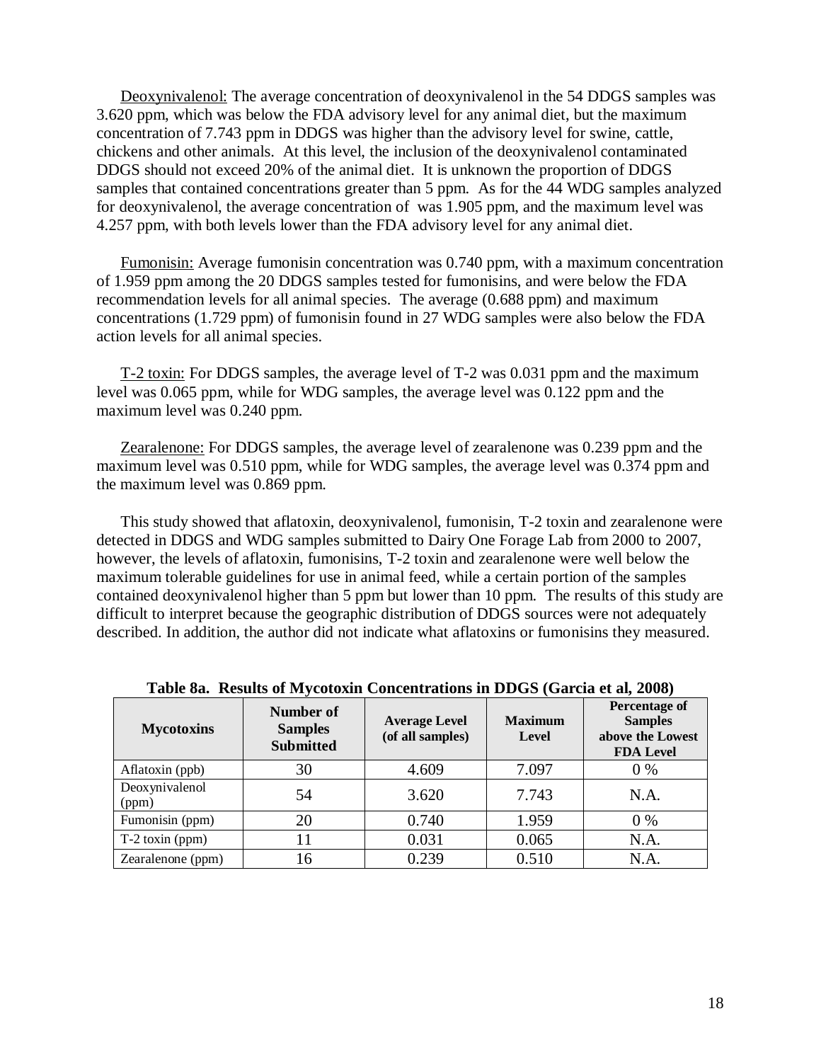Deoxynivalenol: The average concentration of deoxynivalenol in the 54 DDGS samples was 3.620 ppm, which was below the FDA advisory level for any animal diet, but the maximum concentration of 7.743 ppm in DDGS was higher than the advisory level for swine, cattle, chickens and other animals. At this level, the inclusion of the deoxynivalenol contaminated DDGS should not exceed 20% of the animal diet. It is unknown the proportion of DDGS samples that contained concentrations greater than 5 ppm. As for the 44 WDG samples analyzed for deoxynivalenol, the average concentration of was 1.905 ppm, and the maximum level was 4.257 ppm, with both levels lower than the FDA advisory level for any animal diet.

Fumonisin: Average fumonisin concentration was 0.740 ppm, with a maximum concentration of 1.959 ppm among the 20 DDGS samples tested for fumonisins, and were below the FDA recommendation levels for all animal species. The average (0.688 ppm) and maximum concentrations (1.729 ppm) of fumonisin found in 27 WDG samples were also below the FDA action levels for all animal species.

T-2 toxin: For DDGS samples, the average level of T-2 was 0.031 ppm and the maximum level was 0.065 ppm, while for WDG samples, the average level was 0.122 ppm and the maximum level was 0.240 ppm.

Zearalenone: For DDGS samples, the average level of zearalenone was 0.239 ppm and the maximum level was 0.510 ppm, while for WDG samples, the average level was 0.374 ppm and the maximum level was 0.869 ppm.

This study showed that aflatoxin, deoxynivalenol, fumonisin, T-2 toxin and zearalenone were detected in DDGS and WDG samples submitted to Dairy One Forage Lab from 2000 to 2007, however, the levels of aflatoxin, fumonisins, T-2 toxin and zearalenone were well below the maximum tolerable guidelines for use in animal feed, while a certain portion of the samples contained deoxynivalenol higher than 5 ppm but lower than 10 ppm. The results of this study are difficult to interpret because the geographic distribution of DDGS sources were not adequately described. In addition, the author did not indicate what aflatoxins or fumonisins they measured.

**Table 8a. Results of Mycotoxin Concentrations in DDGS (Garcia et al, 2008)**

| Mycotoxins | Number of Samples Submitted | Average Level (of all samples) | Maximum Level | Percentage of Samples above the Lowest FDA Level |
|---|---|---|---|---|
| Aflatoxin (ppb) | 30 | 4.609 | 7.097 | 0 % |
| Deoxynivalenol (ppm) | 54 | 3.620 | 7.743 | N.A. |
| Fumonisin (ppm) | 20 | 0.740 | 1.959 | 0 % |
| T-2 toxin (ppm) | 11 | 0.031 | 0.065 | N.A. |
| Zearalenone (ppm) | 16 | 0.239 | 0.510 | N.A. |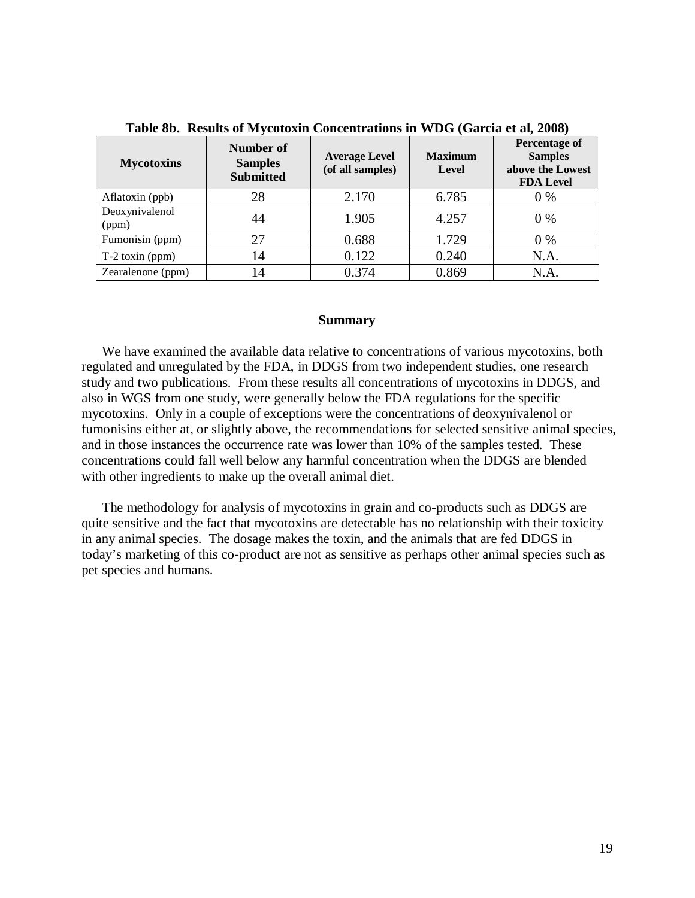**Table 8b. Results of Mycotoxin Concentrations in WDG (Garcia et al, 2008)**

| Mycotoxins | Number of Samples Submitted | Average Level (of all samples) | Maximum Level | Percentage of Samples above the Lowest FDA Level |
|---|---|---|---|---|
| Aflatoxin (ppb) | 28 | 2.170 | 6.785 | 0 % |
| Deoxynivalenol (ppm) | 44 | 1.905 | 4.257 | 0 % |
| Fumonisin (ppm) | 27 | 0.688 | 1.729 | 0 % |
| T-2 toxin (ppm) | 14 | 0.122 | 0.240 | N.A. |
| Zearalenone (ppm) | 14 | 0.374 | 0.869 | N.A. |

**Summary**

We have examined the available data relative to concentrations of various mycotoxins, both regulated and unregulated by the FDA, in DDGS from two independent studies, one research study and two publications. From these results all concentrations of mycotoxins in DDGS, and also in WGS from one study, were generally below the FDA regulations for the specific mycotoxins. Only in a couple of exceptions were the concentrations of deoxynivalenol or fumonisins either at, or slightly above, the recommendations for selected sensitive animal species, and in those instances the occurrence rate was lower than 10% of the samples tested. These concentrations could fall well below any harmful concentration when the DDGS are blended with other ingredients to make up the overall animal diet.

The methodology for analysis of mycotoxins in grain and co-products such as DDGS are quite sensitive and the fact that mycotoxins are detectable has no relationship with their toxicity in any animal species. The dosage makes the toxin, and the animals that are fed DDGS in today's marketing of this co-product are not as sensitive as perhaps other animal species such as pet species and humans.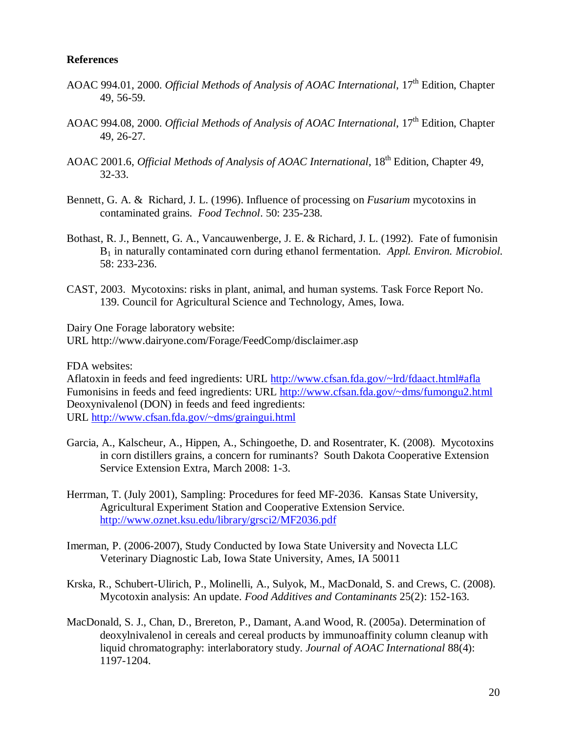**References**

AOAC 994.01, 2000. *Official Methods of Analysis of AOAC International*, 17th Edition, Chapter 49, 56-59.

AOAC 994.08, 2000. *Official Methods of Analysis of AOAC International*, 17th Edition, Chapter 49, 26-27.

AOAC 2001.6, *Official Methods of Analysis of AOAC International*, 18th Edition, Chapter 49, 32-33.

Bennett, G. A. & Richard, J. L. (1996). Influence of processing on *Fusarium* mycotoxins in contaminated grains. *Food Technol*. 50: 235-238.

Bothast, R. J., Bennett, G. A., Vancauwenberge, J. E. & Richard, J. L. (1992). Fate of fumonisin $B_1$ in naturally contaminated corn during ethanol fermentation. *Appl. Environ. Microbiol.* 58: 233-236.

CAST, 2003. Mycotoxins: risks in plant, animal, and human systems. Task Force Report No. 139. Council for Agricultural Science and Technology, Ames, Iowa.

Dairy One Forage laboratory website:
URL http://www.dairyone.com/Forage/FeedComp/disclaimer.asp

FDA websites:
Aflatoxin in feeds and feed ingredients: URL http://www.cfsan.fda.gov/~lrd/fdaact.html#afla
Fumonisins in feeds and feed ingredients: URL http://www.cfsan.fda.gov/~dms/fumongu2.html
Deoxynivalenol (DON) in feeds and feed ingredients:
URL http://www.cfsan.fda.gov/~dms/graingui.html

Garcia, A., Kalscheur, A., Hippen, A., Schingoethe, D. and Rosentrater, K. (2008). Mycotoxins in corn distillers grains, a concern for ruminants? South Dakota Cooperative Extension Service Extension Extra, March 2008: 1-3.

Herrman, T. (July 2001), Sampling: Procedures for feed MF-2036. Kansas State University, Agricultural Experiment Station and Cooperative Extension Service. http://www.oznet.ksu.edu/library/grsci2/MF2036.pdf

Imerman, P. (2006-2007), Study Conducted by Iowa State University and Novecta LLC Veterinary Diagnostic Lab, Iowa State University, Ames, IA 50011

Krska, R., Schubert-Ulirich, P., Molinelli, A., Sulyok, M., MacDonald, S. and Crews, C. (2008). Mycotoxin analysis: An update. *Food Additives and Contaminants* 25(2): 152-163.

MacDonald, S. J., Chan, D., Brereton, P., Damant, A.and Wood, R. (2005a). Determination of deoxylnivalenol in cereals and cereal products by immunoaffinity column cleanup with liquid chromatography: interlaboratory study. *Journal of AOAC International* 88(4): 1197-1204.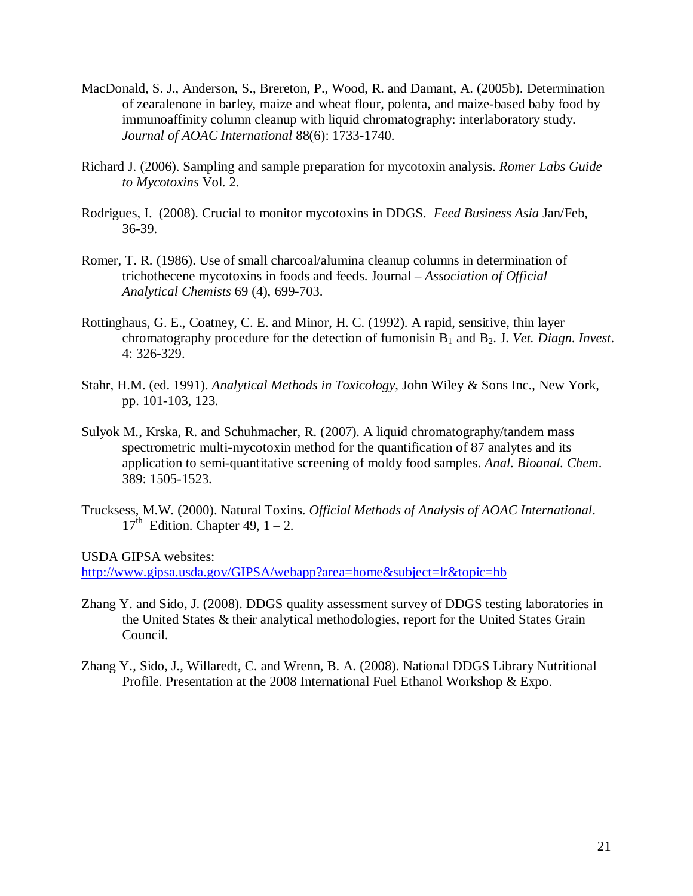MacDonald, S. J., Anderson, S., Brereton, P., Wood, R. and Damant, A. (2005b). Determination of zearalenone in barley, maize and wheat flour, polenta, and maize-based baby food by immunoaffinity column cleanup with liquid chromatography: interlaboratory study. *Journal of AOAC International* 88(6): 1733-1740.

Richard J. (2006). Sampling and sample preparation for mycotoxin analysis. *Romer Labs Guide to Mycotoxins* Vol. 2.

Rodrigues, I. (2008). Crucial to monitor mycotoxins in DDGS. *Feed Business Asia* Jan/Feb, 36-39.

Romer, T. R. (1986). Use of small charcoal/alumina cleanup columns in determination of trichothecene mycotoxins in foods and feeds. Journal – *Association of Official Analytical Chemists* 69 (4), 699-703.

Rottinghaus, G. E., Coatney, C. E. and Minor, H. C. (1992). A rapid, sensitive, thin layer chromatography procedure for the detection of fumonisin $B_1$ and $B_2$. J. *Vet. Diagn. Invest*. 4: 326-329.

Stahr, H.M. (ed. 1991). *Analytical Methods in Toxicology*, John Wiley & Sons Inc., New York, pp. 101-103, 123.

Sulyok M., Krska, R. and Schuhmacher, R. (2007). A liquid chromatography/tandem mass spectrometric multi-mycotoxin method for the quantification of 87 analytes and its application to semi-quantitative screening of moldy food samples. *Anal. Bioanal. Chem*. 389: 1505-1523.

Trucksess, M.W. (2000). Natural Toxins. *Official Methods of Analysis of AOAC International*. 17th Edition. Chapter 49, 1 – 2.

USDA GIPSA websites:
http://www.gipsa.usda.gov/GIPSA/webapp?area=home&subject=lr&topic=hb

Zhang Y. and Sido, J. (2008). DDGS quality assessment survey of DDGS testing laboratories in the United States & their analytical methodologies, report for the United States Grain Council.

Zhang Y., Sido, J., Willaredt, C. and Wrenn, B. A. (2008). National DDGS Library Nutritional Profile. Presentation at the 2008 International Fuel Ethanol Workshop & Expo.